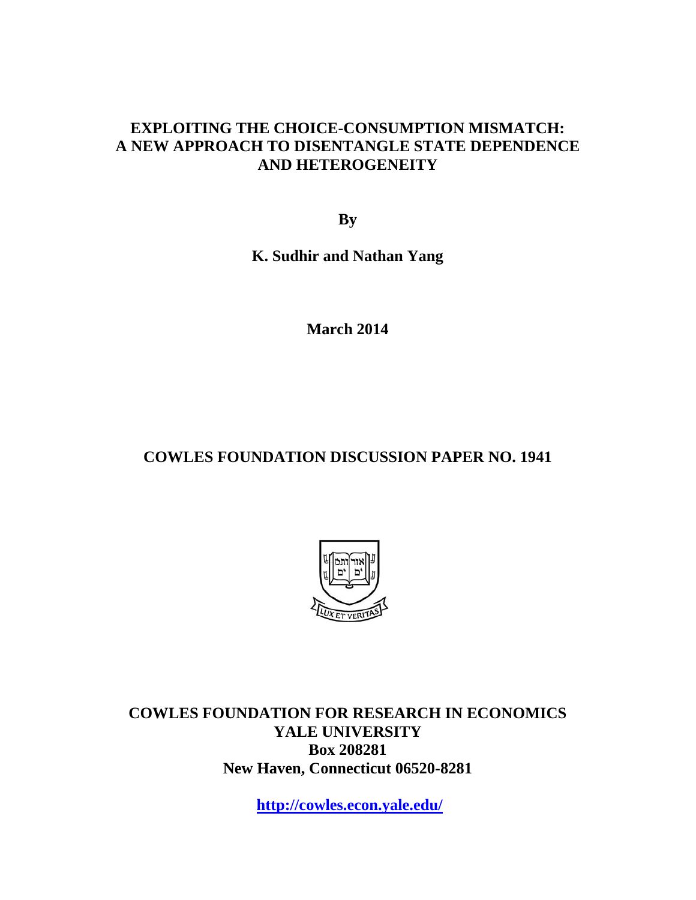# EXPLOITING THE CHOICE-CONSUMPTION MISMATCH: A NEW APPROACH TO DISENTANGLE STATE DEPENDENCE AND HETEROGENEITY

**By**

**K. Sudhir and Nathan Yang**

**March 2014**

**COWLES FOUNDATION DISCUSSION PAPER NO. 1941**

**COWLES FOUNDATION FOR RESEARCH IN ECONOMICS**
**YALE UNIVERSITY**
**Box 208281**
**New Haven, Connecticut 06520-8281**

**http://cowles.econ.yale.edu/**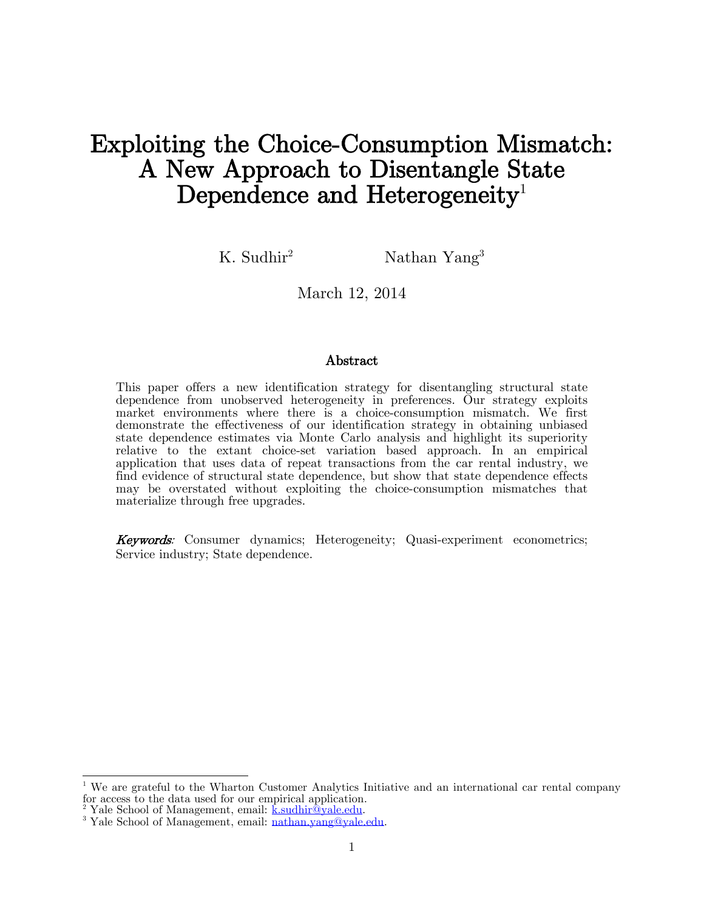# Exploiting the Choice-Consumption Mismatch: A New Approach to Disentangle State Dependence and Heterogeneity[1]

K. Sudhir[2] Nathan Yang[3]

March 12, 2014

## Abstract

This paper offers a new identification strategy for disentangling structural state dependence from unobserved heterogeneity in preferences. Our strategy exploits market environments where there is a choice-consumption mismatch. We first demonstrate the effectiveness of our identification strategy in obtaining unbiased state dependence estimates via Monte Carlo analysis and highlight its superiority relative to the extant choice-set variation based approach. In an empirical application that uses data of repeat transactions from the car rental industry, we find evidence of structural state dependence, but show that state dependence effects may be overstated without exploiting the choice-consumption mismatches that materialize through free upgrades.

***Keywords:*** Consumer dynamics; Heterogeneity; Quasi-experiment econometrics; Service industry; State dependence.

---

[1] We are grateful to the Wharton Customer Analytics Initiative and an international car rental company for access to the data used for our empirical application.

[2] Yale School of Management, email: k.sudhir@yale.edu.

[3] Yale School of Management, email: nathan.yang@yale.edu.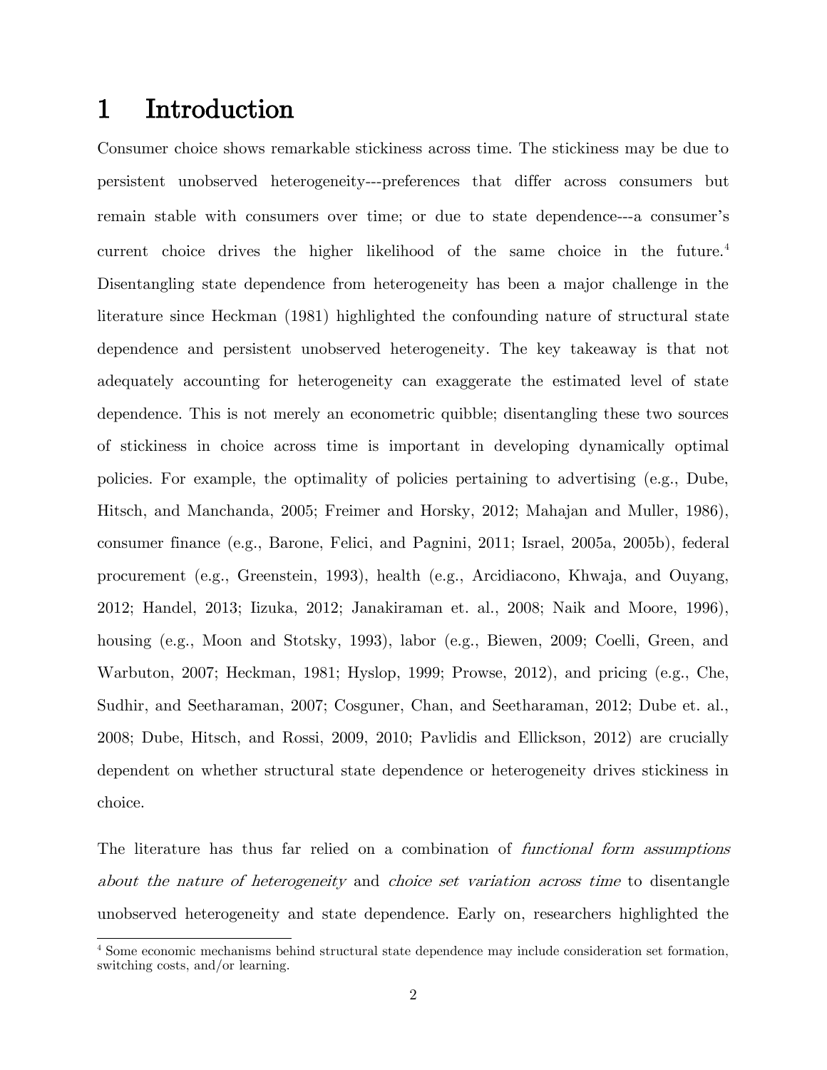# 1 Introduction

Consumer choice shows remarkable stickiness across time. The stickiness may be due to persistent unobserved heterogeneity---preferences that differ across consumers but remain stable with consumers over time; or due to state dependence---a consumer's current choice drives the higher likelihood of the same choice in the future.[4] Disentangling state dependence from heterogeneity has been a major challenge in the literature since Heckman (1981) highlighted the confounding nature of structural state dependence and persistent unobserved heterogeneity. The key takeaway is that not adequately accounting for heterogeneity can exaggerate the estimated level of state dependence. This is not merely an econometric quibble; disentangling these two sources of stickiness in choice across time is important in developing dynamically optimal policies. For example, the optimality of policies pertaining to advertising (e.g., Dube, Hitsch, and Manchanda, 2005; Freimer and Horsky, 2012; Mahajan and Muller, 1986), consumer finance (e.g., Barone, Felici, and Pagnini, 2011; Israel, 2005a, 2005b), federal procurement (e.g., Greenstein, 1993), health (e.g., Arcidiacono, Khwaja, and Ouyang, 2012; Handel, 2013; Iizuka, 2012; Janakiraman et. al., 2008; Naik and Moore, 1996), housing (e.g., Moon and Stotsky, 1993), labor (e.g., Biewen, 2009; Coelli, Green, and Warbuton, 2007; Heckman, 1981; Hyslop, 1999; Prowse, 2012), and pricing (e.g., Che, Sudhir, and Seetharaman, 2007; Cosguner, Chan, and Seetharaman, 2012; Dube et. al., 2008; Dube, Hitsch, and Rossi, 2009, 2010; Pavlidis and Ellickson, 2012) are crucially dependent on whether structural state dependence or heterogeneity drives stickiness in choice.

The literature has thus far relied on a combination of *functional form assumptions about the nature of heterogeneity* and *choice set variation across time* to disentangle unobserved heterogeneity and state dependence. Early on, researchers highlighted the

[4] Some economic mechanisms behind structural state dependence may include consideration set formation, switching costs, and/or learning.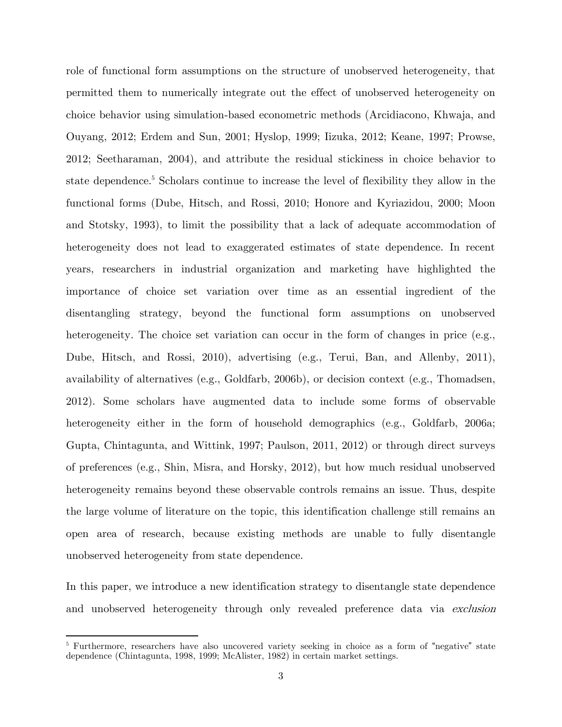role of functional form assumptions on the structure of unobserved heterogeneity, that permitted them to numerically integrate out the effect of unobserved heterogeneity on choice behavior using simulation-based econometric methods (Arcidiacono, Khwaja, and Ouyang, 2012; Erdem and Sun, 2001; Hyslop, 1999; Iizuka, 2012; Keane, 1997; Prowse, 2012; Seetharaman, 2004), and attribute the residual stickiness in choice behavior to state dependence.[5] Scholars continue to increase the level of flexibility they allow in the functional forms (Dube, Hitsch, and Rossi, 2010; Honore and Kyriazidou, 2000; Moon and Stotsky, 1993), to limit the possibility that a lack of adequate accommodation of heterogeneity does not lead to exaggerated estimates of state dependence. In recent years, researchers in industrial organization and marketing have highlighted the importance of choice set variation over time as an essential ingredient of the disentangling strategy, beyond the functional form assumptions on unobserved heterogeneity. The choice set variation can occur in the form of changes in price (e.g., Dube, Hitsch, and Rossi, 2010), advertising (e.g., Terui, Ban, and Allenby, 2011), availability of alternatives (e.g., Goldfarb, 2006b), or decision context (e.g., Thomadsen, 2012). Some scholars have augmented data to include some forms of observable heterogeneity either in the form of household demographics (e.g., Goldfarb, 2006a; Gupta, Chintagunta, and Wittink, 1997; Paulson, 2011, 2012) or through direct surveys of preferences (e.g., Shin, Misra, and Horsky, 2012), but how much residual unobserved heterogeneity remains beyond these observable controls remains an issue. Thus, despite the large volume of literature on the topic, this identification challenge still remains an open area of research, because existing methods are unable to fully disentangle unobserved heterogeneity from state dependence.

In this paper, we introduce a new identification strategy to disentangle state dependence and unobserved heterogeneity through only revealed preference data via *exclusion*

[5] Furthermore, researchers have also uncovered variety seeking in choice as a form of "negative" state dependence (Chintagunta, 1998, 1999; McAlister, 1982) in certain market settings.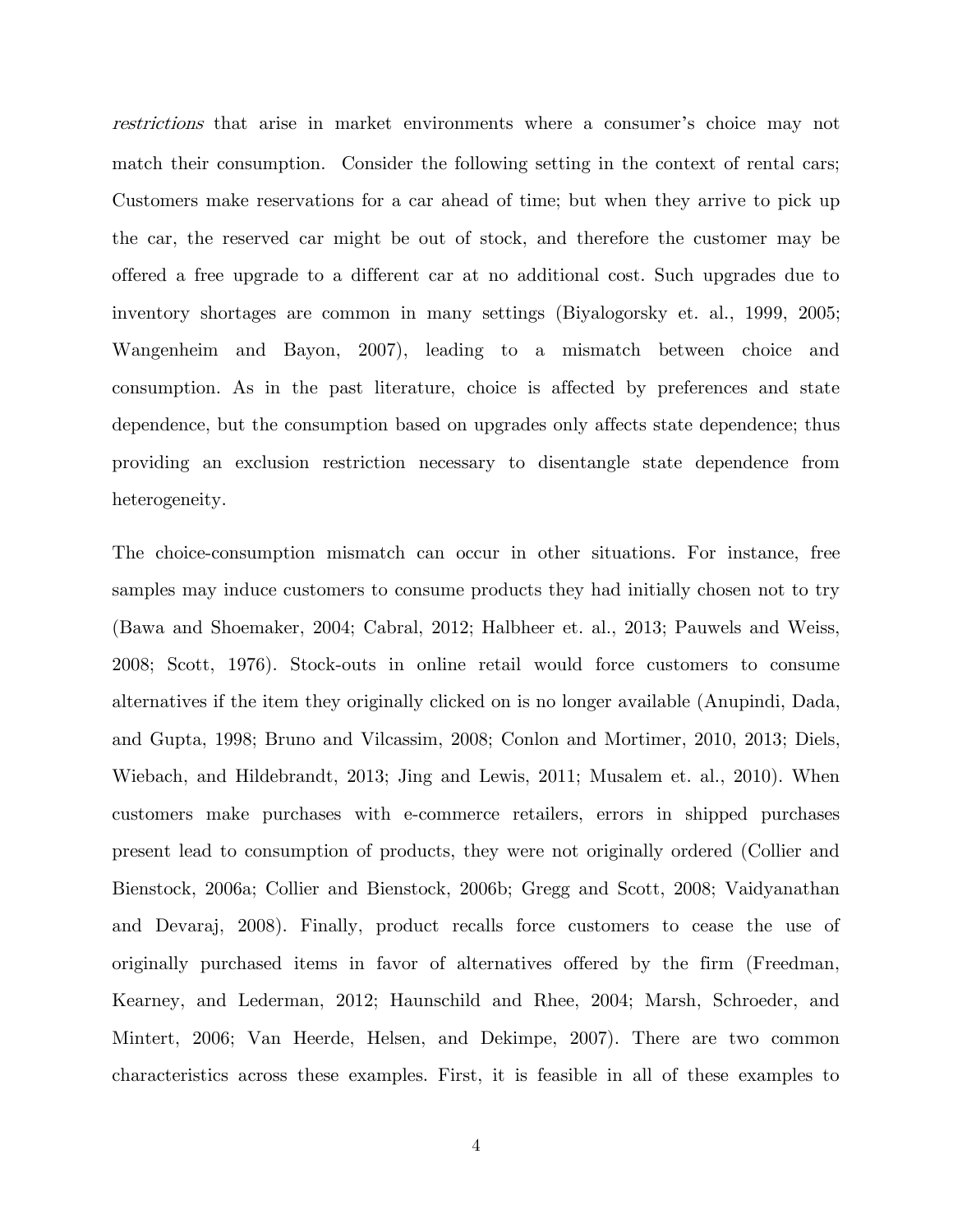*restrictions* that arise in market environments where a consumer's choice may not match their consumption. Consider the following setting in the context of rental cars; Customers make reservations for a car ahead of time; but when they arrive to pick up the car, the reserved car might be out of stock, and therefore the customer may be offered a free upgrade to a different car at no additional cost. Such upgrades due to inventory shortages are common in many settings (Biyalogorsky et. al., 1999, 2005; Wangenheim and Bayon, 2007), leading to a mismatch between choice and consumption. As in the past literature, choice is affected by preferences and state dependence, but the consumption based on upgrades only affects state dependence; thus providing an exclusion restriction necessary to disentangle state dependence from heterogeneity.

The choice-consumption mismatch can occur in other situations. For instance, free samples may induce customers to consume products they had initially chosen not to try (Bawa and Shoemaker, 2004; Cabral, 2012; Halbheer et. al., 2013; Pauwels and Weiss, 2008; Scott, 1976). Stock-outs in online retail would force customers to consume alternatives if the item they originally clicked on is no longer available (Anupindi, Dada, and Gupta, 1998; Bruno and Vilcassim, 2008; Conlon and Mortimer, 2010, 2013; Diels, Wiebach, and Hildebrandt, 2013; Jing and Lewis, 2011; Musalem et. al., 2010). When customers make purchases with e-commerce retailers, errors in shipped purchases present lead to consumption of products, they were not originally ordered (Collier and Bienstock, 2006a; Collier and Bienstock, 2006b; Gregg and Scott, 2008; Vaidyanathan and Devaraj, 2008). Finally, product recalls force customers to cease the use of originally purchased items in favor of alternatives offered by the firm (Freedman, Kearney, and Lederman, 2012; Haunschild and Rhee, 2004; Marsh, Schroeder, and Mintert, 2006; Van Heerde, Helsen, and Dekimpe, 2007). There are two common characteristics across these examples. First, it is feasible in all of these examples to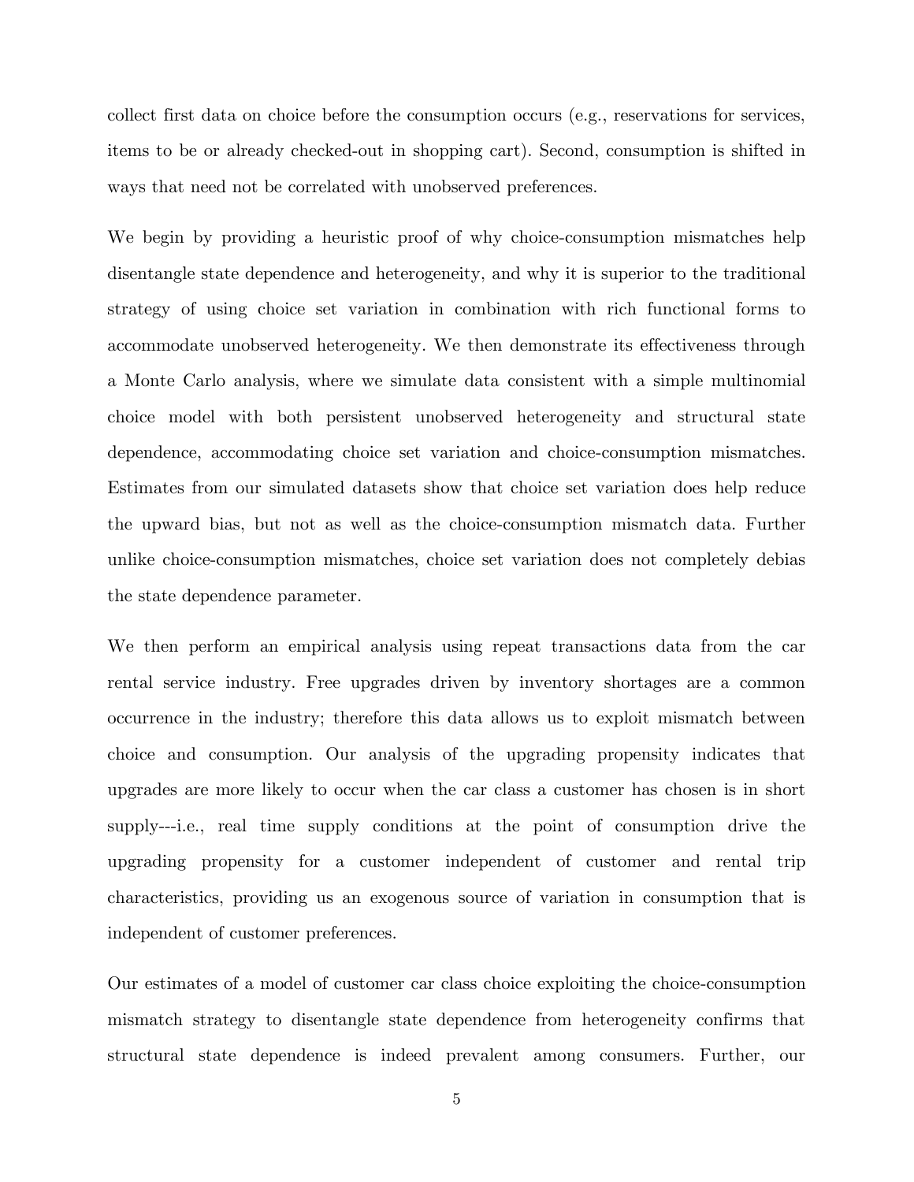collect first data on choice before the consumption occurs (e.g., reservations for services, items to be or already checked-out in shopping cart). Second, consumption is shifted in ways that need not be correlated with unobserved preferences.

We begin by providing a heuristic proof of why choice-consumption mismatches help disentangle state dependence and heterogeneity, and why it is superior to the traditional strategy of using choice set variation in combination with rich functional forms to accommodate unobserved heterogeneity. We then demonstrate its effectiveness through a Monte Carlo analysis, where we simulate data consistent with a simple multinomial choice model with both persistent unobserved heterogeneity and structural state dependence, accommodating choice set variation and choice-consumption mismatches. Estimates from our simulated datasets show that choice set variation does help reduce the upward bias, but not as well as the choice-consumption mismatch data. Further unlike choice-consumption mismatches, choice set variation does not completely debias the state dependence parameter.

We then perform an empirical analysis using repeat transactions data from the car rental service industry. Free upgrades driven by inventory shortages are a common occurrence in the industry; therefore this data allows us to exploit mismatch between choice and consumption. Our analysis of the upgrading propensity indicates that upgrades are more likely to occur when the car class a customer has chosen is in short supply---i.e., real time supply conditions at the point of consumption drive the upgrading propensity for a customer independent of customer and rental trip characteristics, providing us an exogenous source of variation in consumption that is independent of customer preferences.

Our estimates of a model of customer car class choice exploiting the choice-consumption mismatch strategy to disentangle state dependence from heterogeneity confirms that structural state dependence is indeed prevalent among consumers. Further, our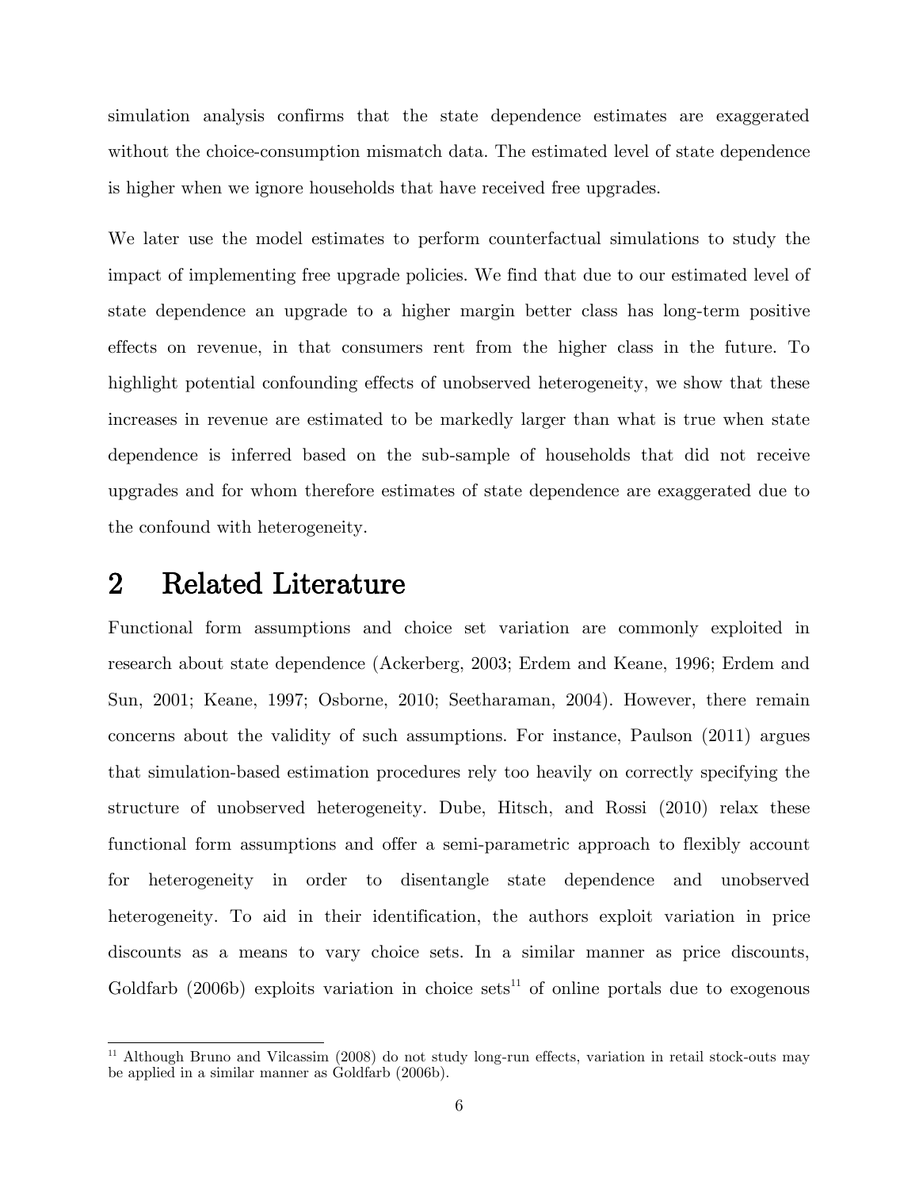simulation analysis confirms that the state dependence estimates are exaggerated without the choice-consumption mismatch data. The estimated level of state dependence is higher when we ignore households that have received free upgrades.

We later use the model estimates to perform counterfactual simulations to study the impact of implementing free upgrade policies. We find that due to our estimated level of state dependence an upgrade to a higher margin better class has long-term positive effects on revenue, in that consumers rent from the higher class in the future. To highlight potential confounding effects of unobserved heterogeneity, we show that these increases in revenue are estimated to be markedly larger than what is true when state dependence is inferred based on the sub-sample of households that did not receive upgrades and for whom therefore estimates of state dependence are exaggerated due to the confound with heterogeneity.

# 2 Related Literature

Functional form assumptions and choice set variation are commonly exploited in research about state dependence (Ackerberg, 2003; Erdem and Keane, 1996; Erdem and Sun, 2001; Keane, 1997; Osborne, 2010; Seetharaman, 2004). However, there remain concerns about the validity of such assumptions. For instance, Paulson (2011) argues that simulation-based estimation procedures rely too heavily on correctly specifying the structure of unobserved heterogeneity. Dube, Hitsch, and Rossi (2010) relax these functional form assumptions and offer a semi-parametric approach to flexibly account for heterogeneity in order to disentangle state dependence and unobserved heterogeneity. To aid in their identification, the authors exploit variation in price discounts as a means to vary choice sets. In a similar manner as price discounts, Goldfarb (2006b) exploits variation in choice sets[11] of online portals due to exogenous

[11] Although Bruno and Vilcassim (2008) do not study long-run effects, variation in retail stock-outs may be applied in a similar manner as Goldfarb (2006b).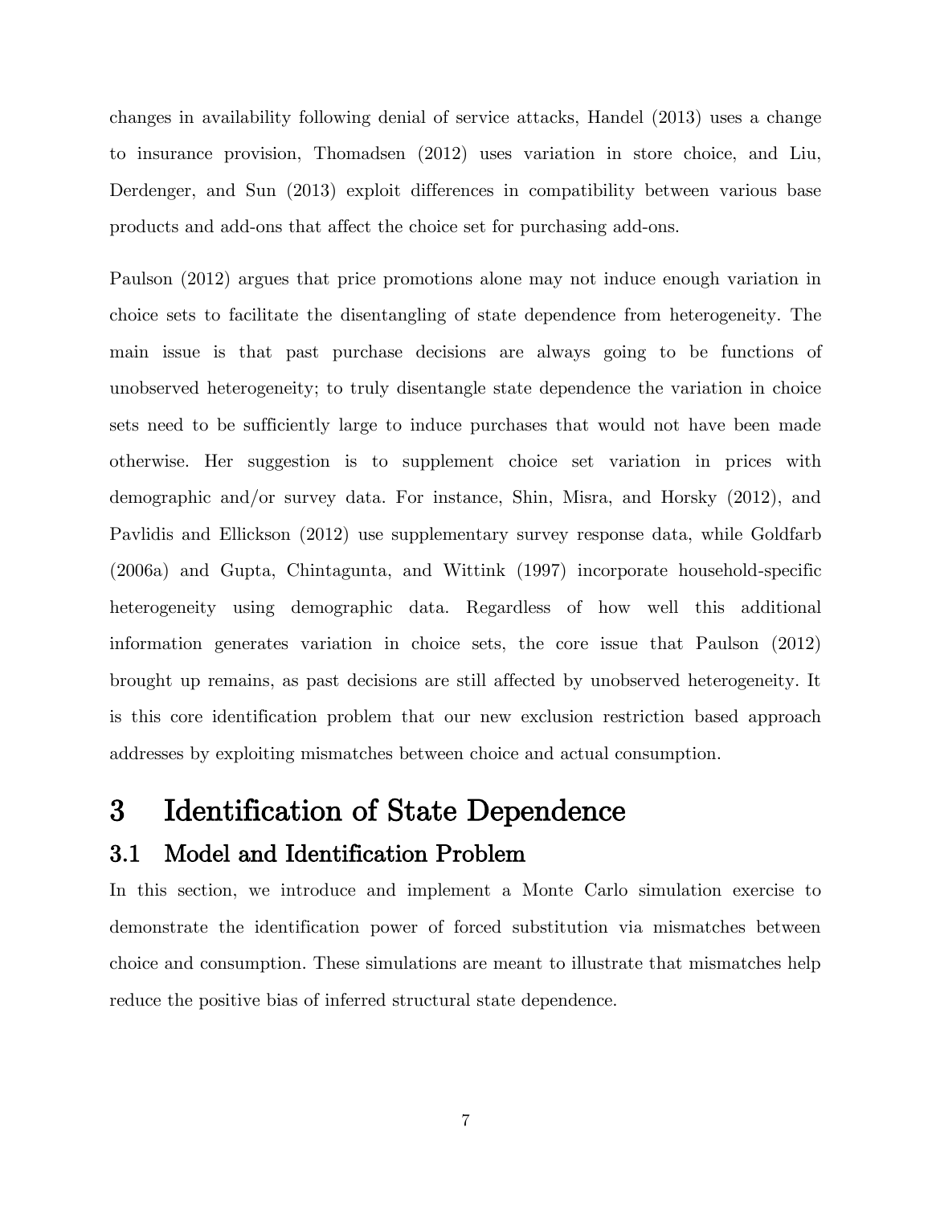changes in availability following denial of service attacks, Handel (2013) uses a change to insurance provision, Thomadsen (2012) uses variation in store choice, and Liu, Derdenger, and Sun (2013) exploit differences in compatibility between various base products and add-ons that affect the choice set for purchasing add-ons.

Paulson (2012) argues that price promotions alone may not induce enough variation in choice sets to facilitate the disentangling of state dependence from heterogeneity. The main issue is that past purchase decisions are always going to be functions of unobserved heterogeneity; to truly disentangle state dependence the variation in choice sets need to be sufficiently large to induce purchases that would not have been made otherwise. Her suggestion is to supplement choice set variation in prices with demographic and/or survey data. For instance, Shin, Misra, and Horsky (2012), and Pavlidis and Ellickson (2012) use supplementary survey response data, while Goldfarb (2006a) and Gupta, Chintagunta, and Wittink (1997) incorporate household-specific heterogeneity using demographic data. Regardless of how well this additional information generates variation in choice sets, the core issue that Paulson (2012) brought up remains, as past decisions are still affected by unobserved heterogeneity. It is this core identification problem that our new exclusion restriction based approach addresses by exploiting mismatches between choice and actual consumption.

# 3 Identification of State Dependence

## 3.1 Model and Identification Problem

In this section, we introduce and implement a Monte Carlo simulation exercise to demonstrate the identification power of forced substitution via mismatches between choice and consumption. These simulations are meant to illustrate that mismatches help reduce the positive bias of inferred structural state dependence.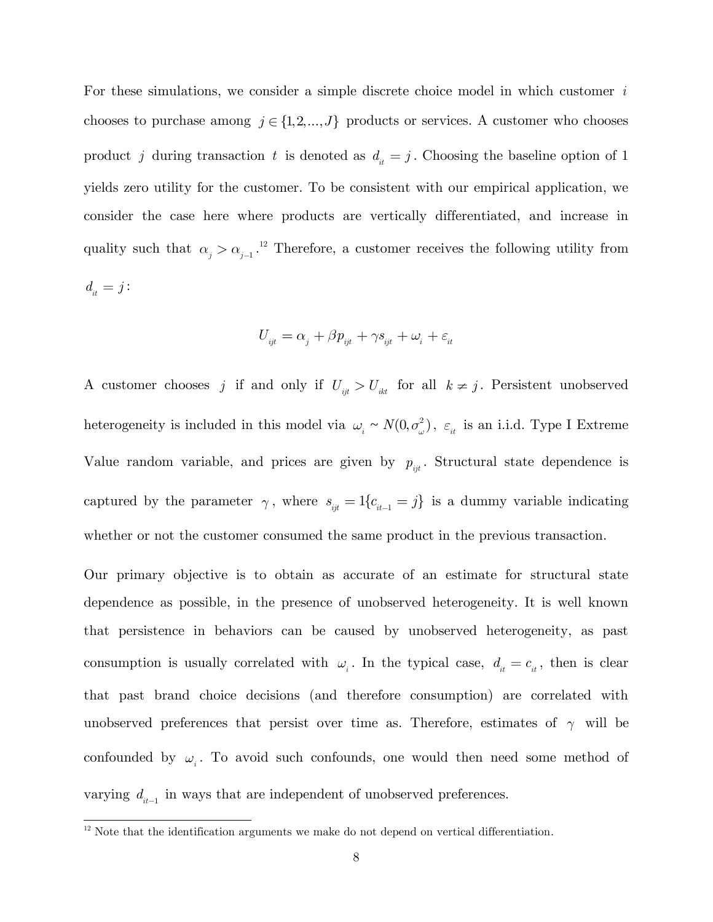For these simulations, we consider a simple discrete choice model in which customer $i$ chooses to purchase among $j \in \{1,2,...,J\}$ products or services. A customer who chooses product $j$ during transaction $t$ is denoted as $d_{it} = j$. Choosing the baseline option of 1 yields zero utility for the customer. To be consistent with our empirical application, we consider the case here where products are vertically differentiated, and increase in quality such that $\alpha_j > \alpha_{j-1}$.[12] Therefore, a customer receives the following utility from $d_{it} = j$:

$$U_{ijt} = \alpha_j + \beta p_{ijt} + \gamma s_{ijt} + \omega_i + \varepsilon_{it}$$

A customer chooses $j$ if and only if $U_{ijt} > U_{ikt}$ for all $k \neq j$. Persistent unobserved heterogeneity is included in this model via $\omega_i \sim N(0, \sigma_\omega^2)$, $\varepsilon_{it}$ is an i.i.d. Type I Extreme Value random variable, and prices are given by $p_{ijt}$. Structural state dependence is captured by the parameter $\gamma$, where $s_{ijt} = 1\{c_{it-1} = j\}$ is a dummy variable indicating whether or not the customer consumed the same product in the previous transaction.

Our primary objective is to obtain as accurate of an estimate for structural state dependence as possible, in the presence of unobserved heterogeneity. It is well known that persistence in behaviors can be caused by unobserved heterogeneity, as past consumption is usually correlated with $\omega_i$. In the typical case, $d_{it} = c_{it}$, then is clear that past brand choice decisions (and therefore consumption) are correlated with unobserved preferences that persist over time as. Therefore, estimates of $\gamma$ will be confounded by $\omega_i$. To avoid such confounds, one would then need some method of varying $d_{it-1}$ in ways that are independent of unobserved preferences.

[12] Note that the identification arguments we make do not depend on vertical differentiation.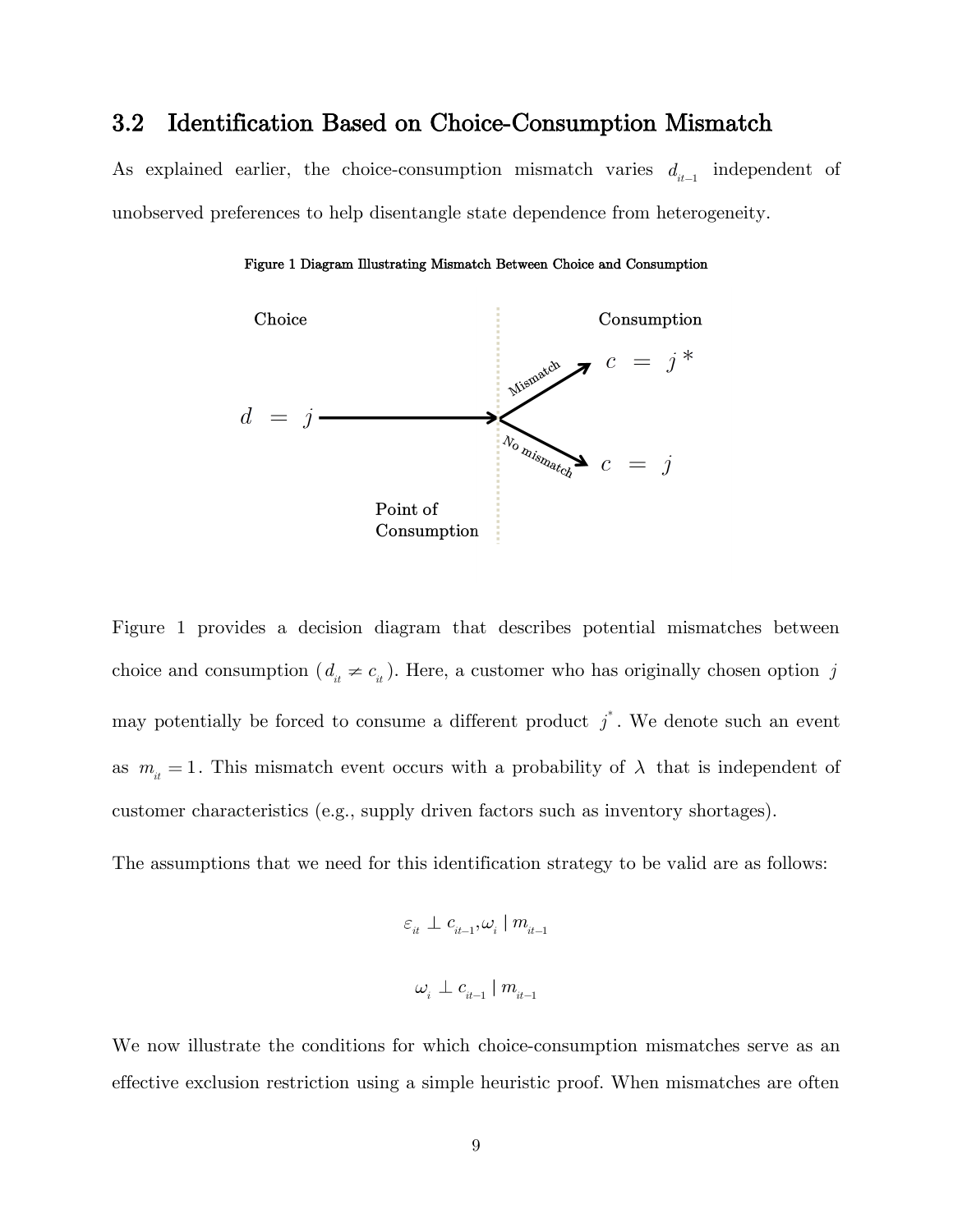## 3.2 Identification Based on Choice-Consumption Mismatch

As explained earlier, the choice-consumption mismatch varies $d_{it-1}$ independent of unobserved preferences to help disentangle state dependence from heterogeneity.

**Figure 1 Diagram Illustrating Mismatch Between Choice and Consumption**

Figure 1 provides a decision diagram that describes potential mismatches between choice and consumption ($d_{it} \neq c_{it}$). Here, a customer who has originally chosen option $j$ may potentially be forced to consume a different product $j^*$. We denote such an event as $m_{it} = 1$. This mismatch event occurs with a probability of $\lambda$ that is independent of customer characteristics (e.g., supply driven factors such as inventory shortages).

The assumptions that we need for this identification strategy to be valid are as follows:

$$\varepsilon_{it} \perp c_{it-1}, \omega_i \mid m_{it-1}$$

$$\omega_i \perp c_{it-1} \mid m_{it-1}$$

We now illustrate the conditions for which choice-consumption mismatches serve as an effective exclusion restriction using a simple heuristic proof. When mismatches are often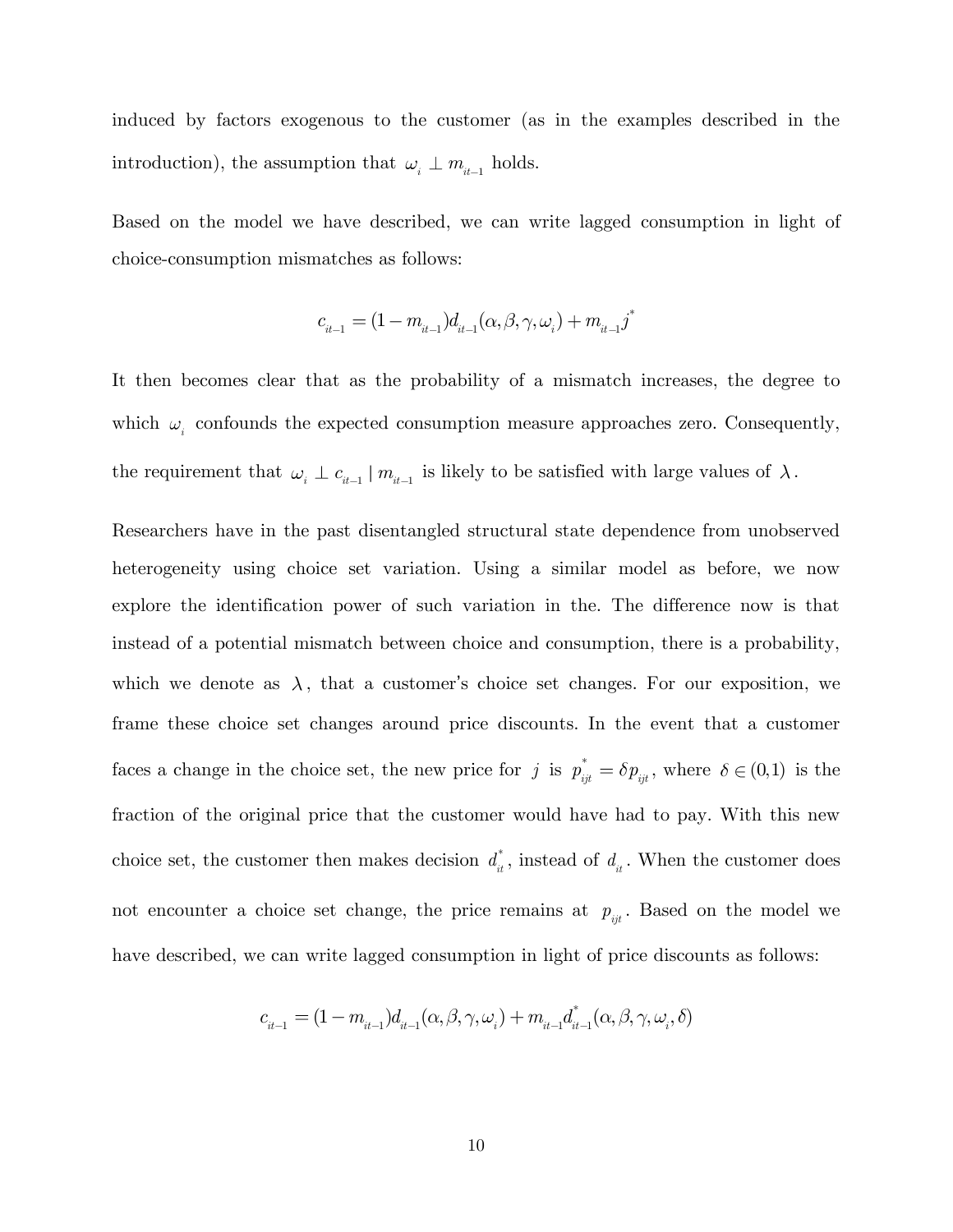induced by factors exogenous to the customer (as in the examples described in the introduction), the assumption that $\omega_i \perp m_{it-1}$ holds.

Based on the model we have described, we can write lagged consumption in light of choice-consumption mismatches as follows:

$$c_{it-1} = (1 - m_{it-1})d_{it-1}(\alpha, \beta, \gamma, \omega_i) + m_{it-1}j^*$$

It then becomes clear that as the probability of a mismatch increases, the degree to which $\omega_i$ confounds the expected consumption measure approaches zero. Consequently, the requirement that $\omega_i \perp c_{it-1} \mid m_{it-1}$ is likely to be satisfied with large values of $\lambda$.

Researchers have in the past disentangled structural state dependence from unobserved heterogeneity using choice set variation. Using a similar model as before, we now explore the identification power of such variation in the. The difference now is that instead of a potential mismatch between choice and consumption, there is a probability, which we denote as $\lambda$, that a customer's choice set changes. For our exposition, we frame these choice set changes around price discounts. In the event that a customer faces a change in the choice set, the new price for $j$ is $p^*_{ijt} = \delta p_{ijt}$, where $\delta \in (0,1)$ is the fraction of the original price that the customer would have had to pay. With this new choice set, the customer then makes decision $d^*_{it}$, instead of $d_{it}$. When the customer does not encounter a choice set change, the price remains at $p_{ijt}$. Based on the model we have described, we can write lagged consumption in light of price discounts as follows:

$$c_{it-1} = (1 - m_{it-1})d_{it-1}(\alpha, \beta, \gamma, \omega_i) + m_{it-1}d^*_{it-1}(\alpha, \beta, \gamma, \omega_i, \delta)$$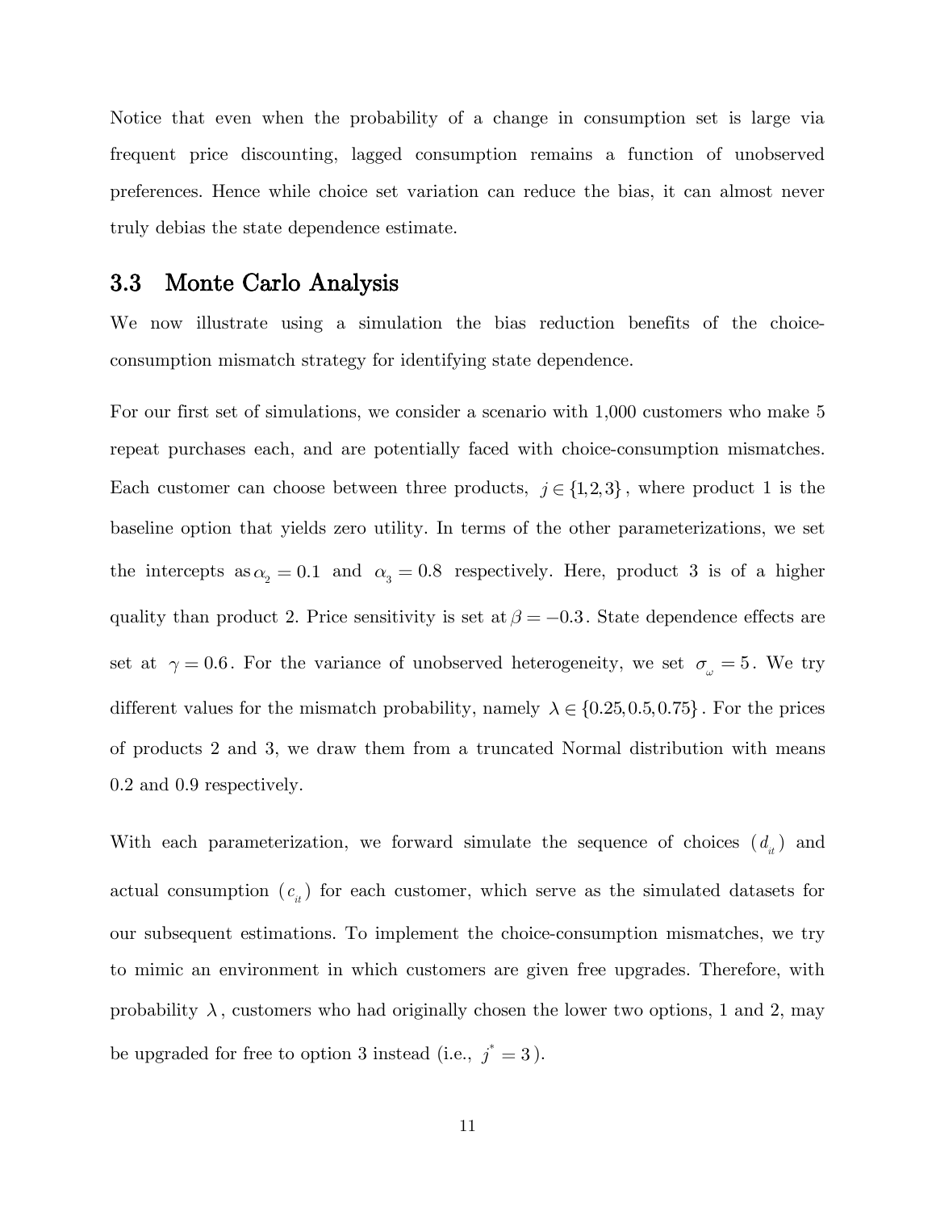Notice that even when the probability of a change in consumption set is large via frequent price discounting, lagged consumption remains a function of unobserved preferences. Hence while choice set variation can reduce the bias, it can almost never truly debias the state dependence estimate.

## 3.3 Monte Carlo Analysis

We now illustrate using a simulation the bias reduction benefits of the choice-consumption mismatch strategy for identifying state dependence.

For our first set of simulations, we consider a scenario with 1,000 customers who make 5 repeat purchases each, and are potentially faced with choice-consumption mismatches. Each customer can choose between three products, $j \in \{1,2,3\}$, where product 1 is the baseline option that yields zero utility. In terms of the other parameterizations, we set the intercepts as $\alpha_2 = 0.1$ and $\alpha_3 = 0.8$ respectively. Here, product 3 is of a higher quality than product 2. Price sensitivity is set at $\beta = -0.3$. State dependence effects are set at $\gamma = 0.6$. For the variance of unobserved heterogeneity, we set $\sigma_\omega = 5$. We try different values for the mismatch probability, namely $\lambda \in \{0.25, 0.5, 0.75\}$. For the prices of products 2 and 3, we draw them from a truncated Normal distribution with means 0.2 and 0.9 respectively.

With each parameterization, we forward simulate the sequence of choices ($d_{it}$) and actual consumption ($c_{it}$) for each customer, which serve as the simulated datasets for our subsequent estimations. To implement the choice-consumption mismatches, we try to mimic an environment in which customers are given free upgrades. Therefore, with probability $\lambda$, customers who had originally chosen the lower two options, 1 and 2, may be upgraded for free to option 3 instead (i.e., $j^* = 3$).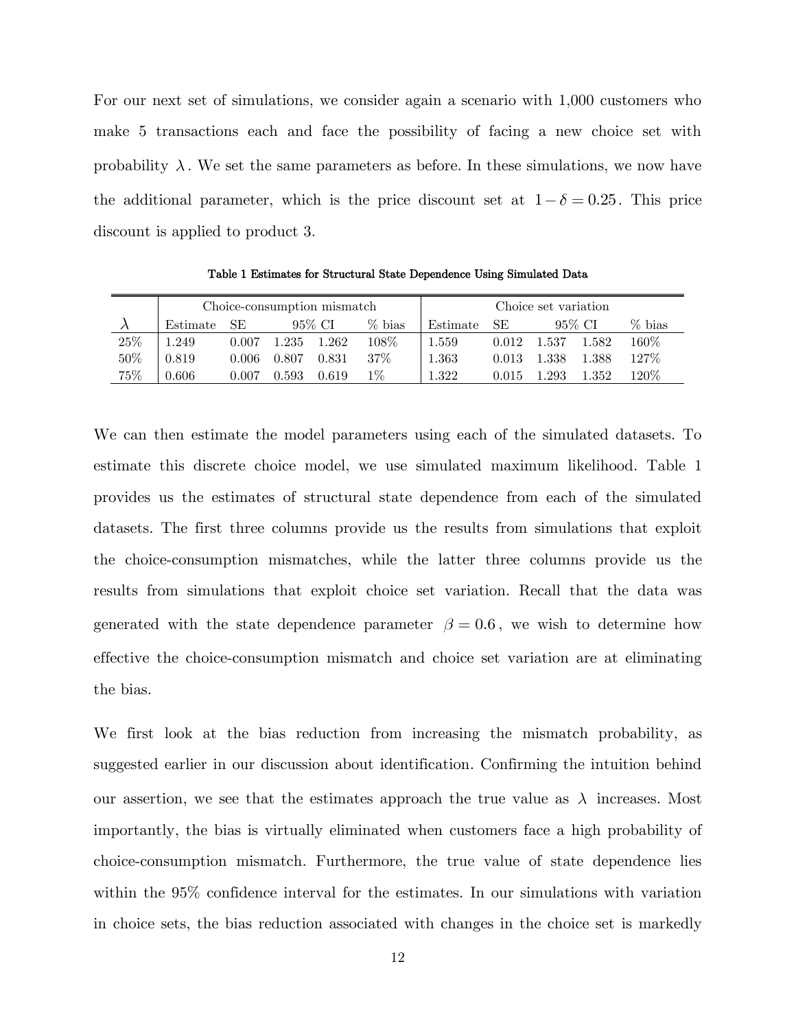For our next set of simulations, we consider again a scenario with 1,000 customers who make 5 transactions each and face the possibility of facing a new choice set with probability $\lambda$. We set the same parameters as before. In these simulations, we now have the additional parameter, which is the price discount set at $1-\delta = 0.25$. This price discount is applied to product 3.

**Table 1 Estimates for Structural State Dependence Using Simulated Data**

| | Choice-consumption mismatch | | | | | Choice set variation | | | | |
|---|---|---|---|---|---|---|---|---|---|---|
| $\lambda$ | Estimate | SE | 95% CI | | % bias | Estimate | SE | 95% CI | | % bias |
| 25% | 1.249 | 0.007 | 1.235 | 1.262 | 108% | 1.559 | 0.012 | 1.537 | 1.582 | 160% |
| 50% | 0.819 | 0.006 | 0.807 | 0.831 | 37% | 1.363 | 0.013 | 1.338 | 1.388 | 127% |
| 75% | 0.606 | 0.007 | 0.593 | 0.619 | 1% | 1.322 | 0.015 | 1.293 | 1.352 | 120% |

We can then estimate the model parameters using each of the simulated datasets. To estimate this discrete choice model, we use simulated maximum likelihood. Table 1 provides us the estimates of structural state dependence from each of the simulated datasets. The first three columns provide us the results from simulations that exploit the choice-consumption mismatches, while the latter three columns provide us the results from simulations that exploit choice set variation. Recall that the data was generated with the state dependence parameter $\beta = 0.6$, we wish to determine how effective the choice-consumption mismatch and choice set variation are at eliminating the bias.

We first look at the bias reduction from increasing the mismatch probability, as suggested earlier in our discussion about identification. Confirming the intuition behind our assertion, we see that the estimates approach the true value as $\lambda$ increases. Most importantly, the bias is virtually eliminated when customers face a high probability of choice-consumption mismatch. Furthermore, the true value of state dependence lies within the 95% confidence interval for the estimates. In our simulations with variation in choice sets, the bias reduction associated with changes in the choice set is markedly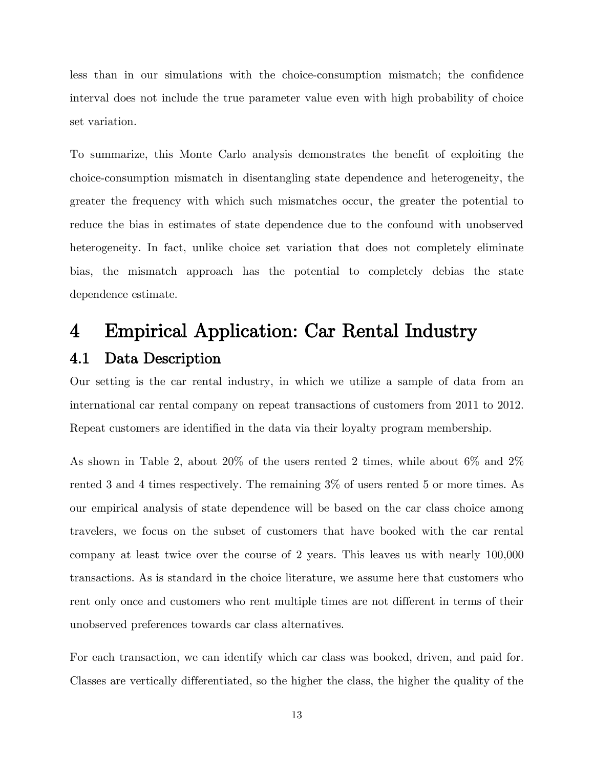less than in our simulations with the choice-consumption mismatch; the confidence interval does not include the true parameter value even with high probability of choice set variation.

To summarize, this Monte Carlo analysis demonstrates the benefit of exploiting the choice-consumption mismatch in disentangling state dependence and heterogeneity, the greater the frequency with which such mismatches occur, the greater the potential to reduce the bias in estimates of state dependence due to the confound with unobserved heterogeneity. In fact, unlike choice set variation that does not completely eliminate bias, the mismatch approach has the potential to completely debias the state dependence estimate.

# 4 Empirical Application: Car Rental Industry

## 4.1 Data Description

Our setting is the car rental industry, in which we utilize a sample of data from an international car rental company on repeat transactions of customers from 2011 to 2012. Repeat customers are identified in the data via their loyalty program membership.

As shown in Table 2, about 20% of the users rented 2 times, while about 6% and 2% rented 3 and 4 times respectively. The remaining 3% of users rented 5 or more times. As our empirical analysis of state dependence will be based on the car class choice among travelers, we focus on the subset of customers that have booked with the car rental company at least twice over the course of 2 years. This leaves us with nearly 100,000 transactions. As is standard in the choice literature, we assume here that customers who rent only once and customers who rent multiple times are not different in terms of their unobserved preferences towards car class alternatives.

For each transaction, we can identify which car class was booked, driven, and paid for. Classes are vertically differentiated, so the higher the class, the higher the quality of the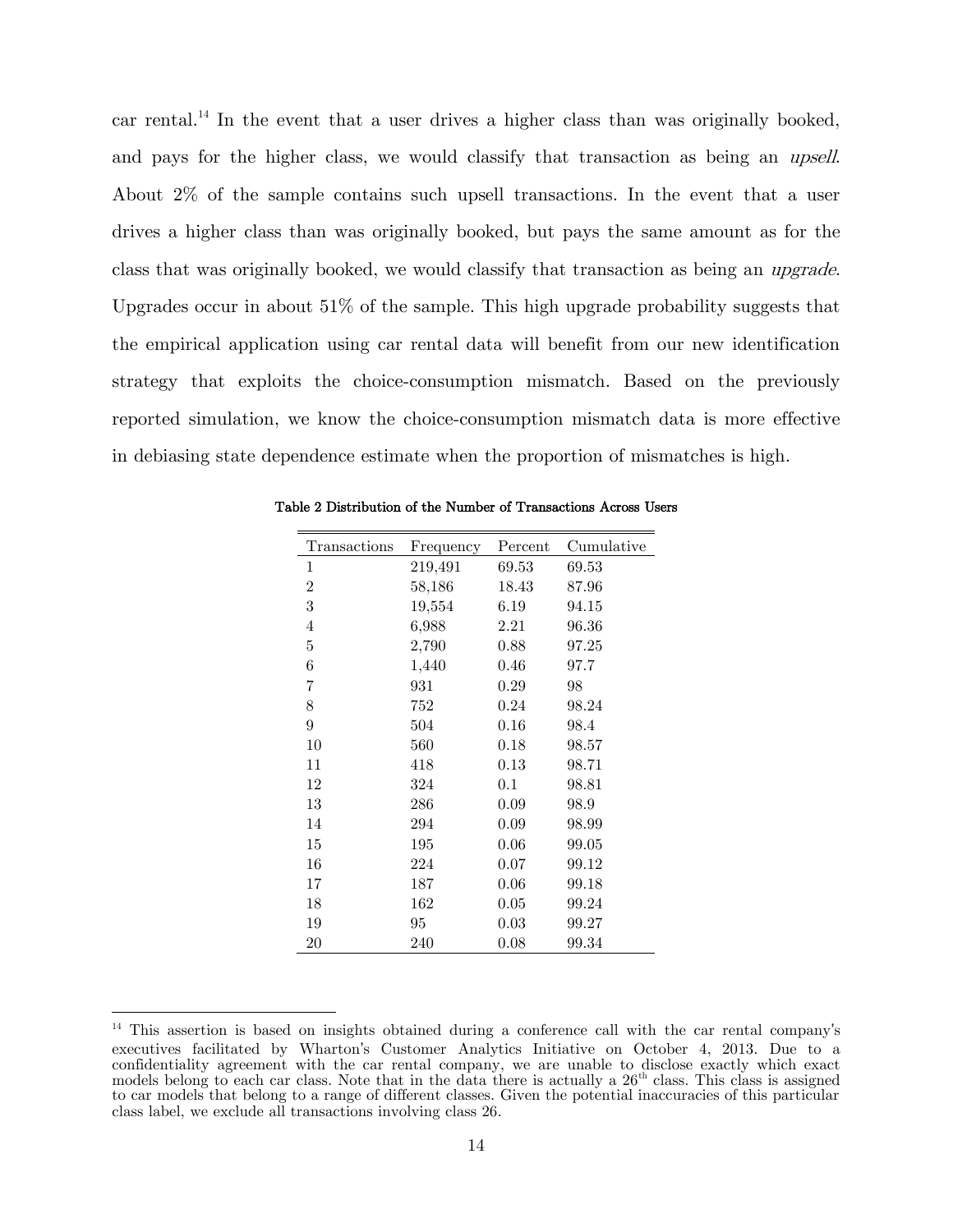car rental.[14] In the event that a user drives a higher class than was originally booked, and pays for the higher class, we would classify that transaction as being an *upsell*. About 2% of the sample contains such upsell transactions. In the event that a user drives a higher class than was originally booked, but pays the same amount as for the class that was originally booked, we would classify that transaction as being an *upgrade*. Upgrades occur in about 51% of the sample. This high upgrade probability suggests that the empirical application using car rental data will benefit from our new identification strategy that exploits the choice-consumption mismatch. Based on the previously reported simulation, we know the choice-consumption mismatch data is more effective in debiasing state dependence estimate when the proportion of mismatches is high.

**Table 2 Distribution of the Number of Transactions Across Users**

| Transactions | Frequency | Percent | Cumulative |
|---|---|---|---|
| 1 | 219,491 | 69.53 | 69.53 |
| 2 | 58,186 | 18.43 | 87.96 |
| 3 | 19,554 | 6.19 | 94.15 |
| 4 | 6,988 | 2.21 | 96.36 |
| 5 | 2,790 | 0.88 | 97.25 |
| 6 | 1,440 | 0.46 | 97.7 |
| 7 | 931 | 0.29 | 98 |
| 8 | 752 | 0.24 | 98.24 |
| 9 | 504 | 0.16 | 98.4 |
| 10 | 560 | 0.18 | 98.57 |
| 11 | 418 | 0.13 | 98.71 |
| 12 | 324 | 0.1 | 98.81 |
| 13 | 286 | 0.09 | 98.9 |
| 14 | 294 | 0.09 | 98.99 |
| 15 | 195 | 0.06 | 99.05 |
| 16 | 224 | 0.07 | 99.12 |
| 17 | 187 | 0.06 | 99.18 |
| 18 | 162 | 0.05 | 99.24 |
| 19 | 95 | 0.03 | 99.27 |
| 20 | 240 | 0.08 | 99.34 |

[14] This assertion is based on insights obtained during a conference call with the car rental company's executives facilitated by Wharton's Customer Analytics Initiative on October 4, 2013. Due to a confidentiality agreement with the car rental company, we are unable to disclose exactly which exact models belong to each car class. Note that in the data there is actually a 26th class. This class is assigned to car models that belong to a range of different classes. Given the potential inaccuracies of this particular class label, we exclude all transactions involving class 26.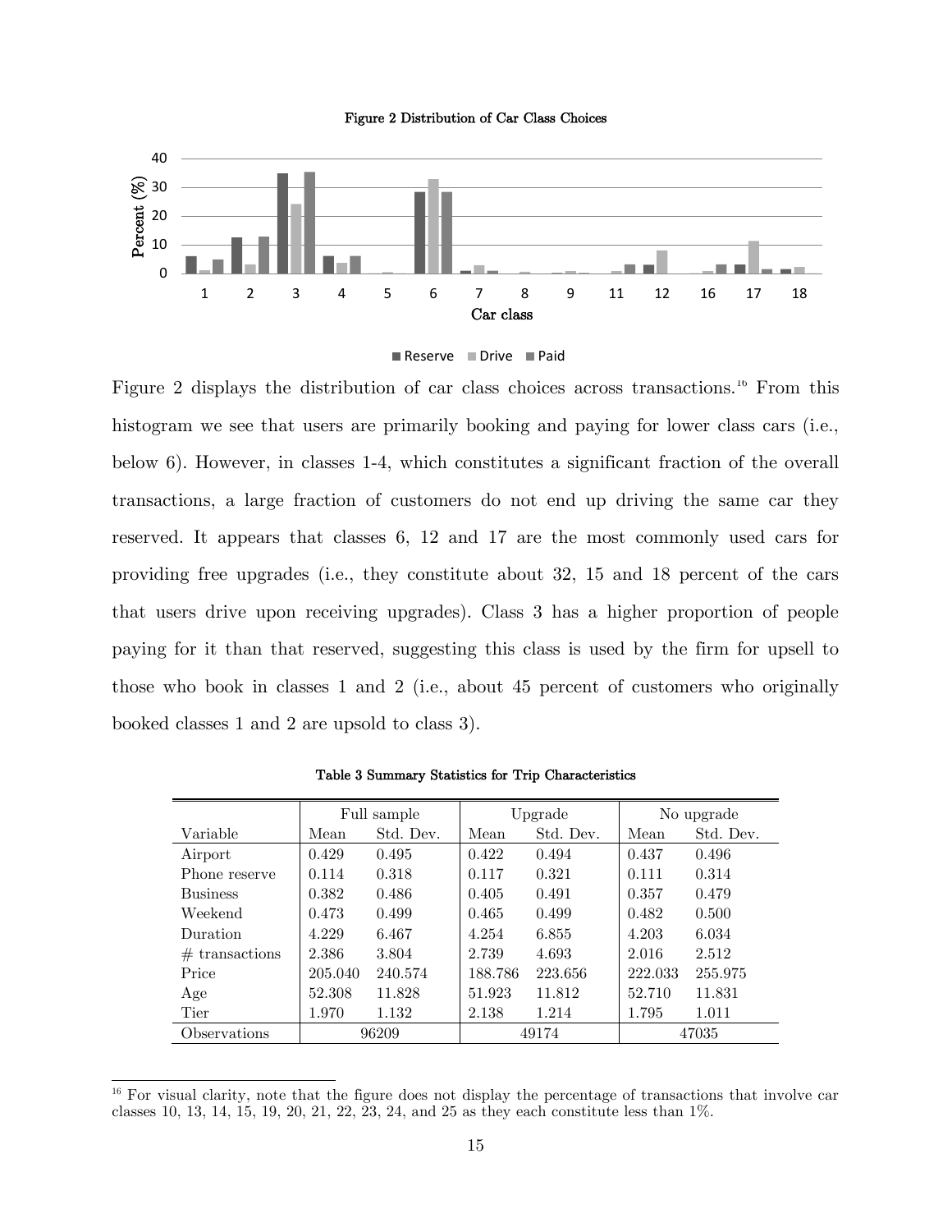Figure 2 Distribution of Car Class Choices

Figure 2 displays the distribution of car class choices across transactions.[16] From this histogram we see that users are primarily booking and paying for lower class cars (i.e., below 6). However, in classes 1-4, which constitutes a significant fraction of the overall transactions, a large fraction of customers do not end up driving the same car they reserved. It appears that classes 6, 12 and 17 are the most commonly used cars for providing free upgrades (i.e., they constitute about 32, 15 and 18 percent of the cars that users drive upon receiving upgrades). Class 3 has a higher proportion of people paying for it than that reserved, suggesting this class is used by the firm for upsell to those who book in classes 1 and 2 (i.e., about 45 percent of customers who originally booked classes 1 and 2 are upsold to class 3).

Table 3 Summary Statistics for Trip Characteristics

| | Full sample | | Upgrade | | No upgrade | |
|---|---|---|---|---|---|---|
| Variable | Mean | Std. Dev. | Mean | Std. Dev. | Mean | Std. Dev. |
| Airport | 0.429 | 0.495 | 0.422 | 0.494 | 0.437 | 0.496 |
| Phone reserve | 0.114 | 0.318 | 0.117 | 0.321 | 0.111 | 0.314 |
| Business | 0.382 | 0.486 | 0.405 | 0.491 | 0.357 | 0.479 |
| Weekend | 0.473 | 0.499 | 0.465 | 0.499 | 0.482 | 0.500 |
| Duration | 4.229 | 6.467 | 4.254 | 6.855 | 4.203 | 6.034 |
| # transactions | 2.386 | 3.804 | 2.739 | 4.693 | 2.016 | 2.512 |
| Price | 205.040 | 240.574 | 188.786 | 223.656 | 222.033 | 255.975 |
| Age | 52.308 | 11.828 | 51.923 | 11.812 | 52.710 | 11.831 |
| Tier | 1.970 | 1.132 | 2.138 | 1.214 | 1.795 | 1.011 |
| Observations | 96209 | | 49174 | | 47035 | |

[16] For visual clarity, note that the figure does not display the percentage of transactions that involve car classes 10, 13, 14, 15, 19, 20, 21, 22, 23, 24, and 25 as they each constitute less than 1%.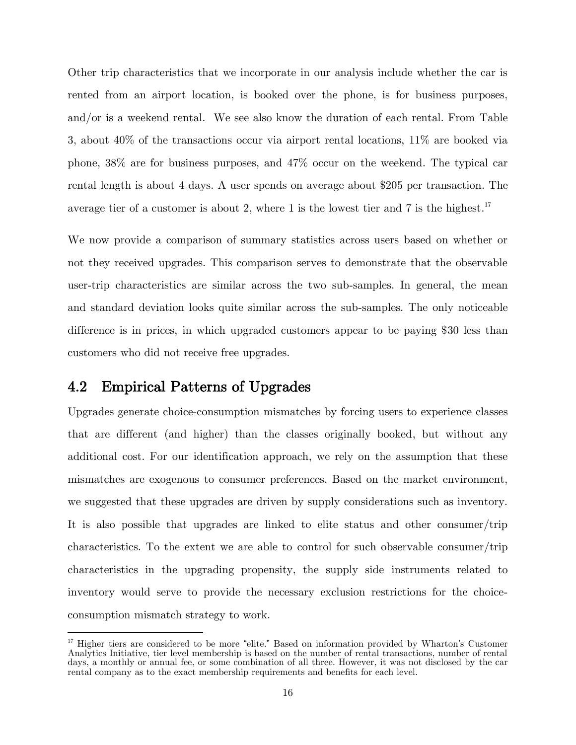Other trip characteristics that we incorporate in our analysis include whether the car is rented from an airport location, is booked over the phone, is for business purposes, and/or is a weekend rental. We see also know the duration of each rental. From Table 3, about 40% of the transactions occur via airport rental locations, 11% are booked via phone, 38% are for business purposes, and 47% occur on the weekend. The typical car rental length is about 4 days. A user spends on average about $205 per transaction. The average tier of a customer is about 2, where 1 is the lowest tier and 7 is the highest.[17]

We now provide a comparison of summary statistics across users based on whether or not they received upgrades. This comparison serves to demonstrate that the observable user-trip characteristics are similar across the two sub-samples. In general, the mean and standard deviation looks quite similar across the sub-samples. The only noticeable difference is in prices, in which upgraded customers appear to be paying $30 less than customers who did not receive free upgrades.

## 4.2 Empirical Patterns of Upgrades

Upgrades generate choice-consumption mismatches by forcing users to experience classes that are different (and higher) than the classes originally booked, but without any additional cost. For our identification approach, we rely on the assumption that these mismatches are exogenous to consumer preferences. Based on the market environment, we suggested that these upgrades are driven by supply considerations such as inventory. It is also possible that upgrades are linked to elite status and other consumer/trip characteristics. To the extent we are able to control for such observable consumer/trip characteristics in the upgrading propensity, the supply side instruments related to inventory would serve to provide the necessary exclusion restrictions for the choice-consumption mismatch strategy to work.

[17] Higher tiers are considered to be more "elite." Based on information provided by Wharton's Customer Analytics Initiative, tier level membership is based on the number of rental transactions, number of rental days, a monthly or annual fee, or some combination of all three. However, it was not disclosed by the car rental company as to the exact membership requirements and benefits for each level.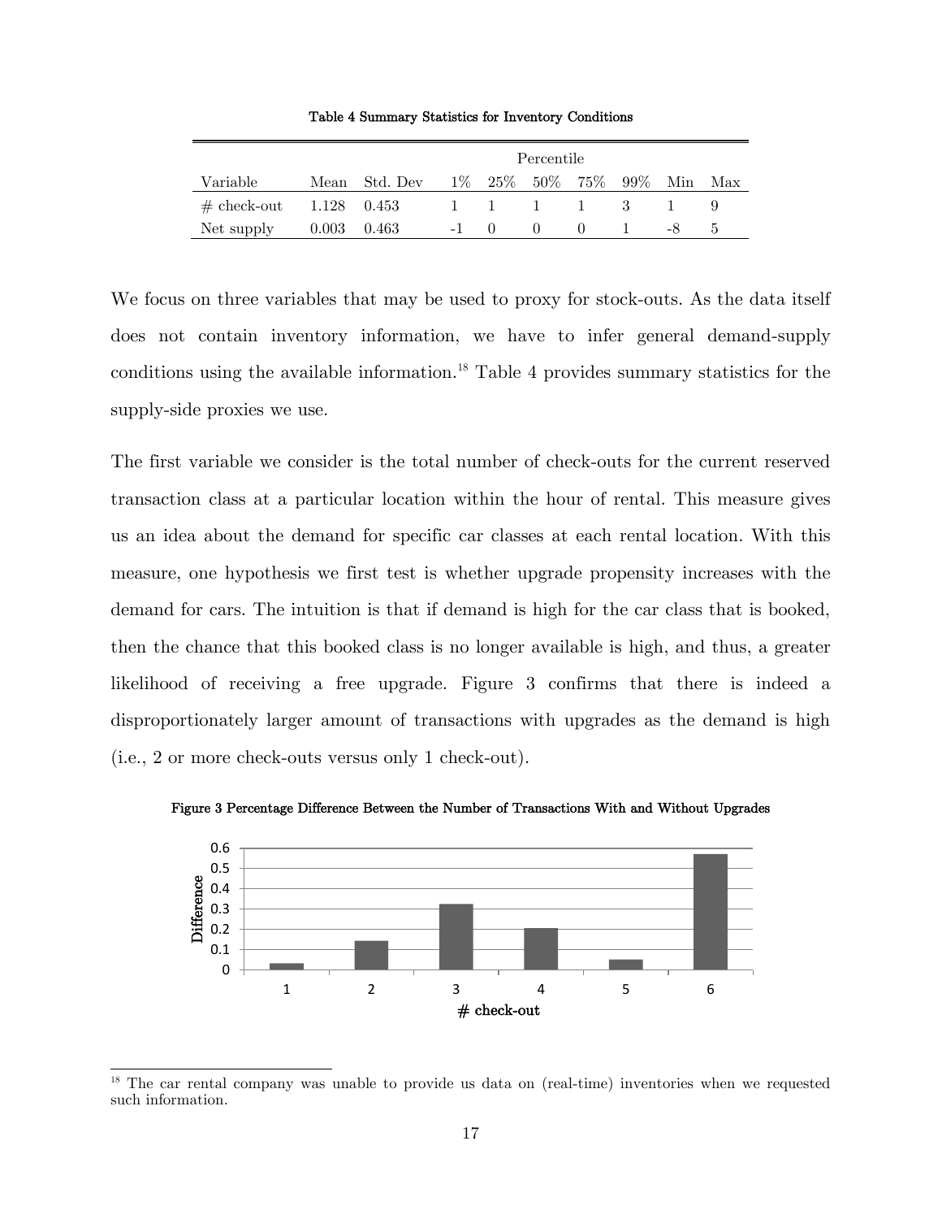Table 4 Summary Statistics for Inventory Conditions

| | | | Percentile | | | | | | |
|---|---|---|---|---|---|---|---|---|---|
| Variable | Mean | Std. Dev | 1% | 25% | 50% | 75% | 99% | Min | Max |
| # check-out | 1.128 | 0.453 | 1 | 1 | 1 | 1 | 3 | 1 | 9 |
| Net supply | 0.003 | 0.463 | -1 | 0 | 0 | 0 | 1 | -8 | 5 |

We focus on three variables that may be used to proxy for stock-outs. As the data itself does not contain inventory information, we have to infer general demand-supply conditions using the available information.[18] Table 4 provides summary statistics for the supply-side proxies we use.

The first variable we consider is the total number of check-outs for the current reserved transaction class at a particular location within the hour of rental. This measure gives us an idea about the demand for specific car classes at each rental location. With this measure, one hypothesis we first test is whether upgrade propensity increases with the demand for cars. The intuition is that if demand is high for the car class that is booked, then the chance that this booked class is no longer available is high, and thus, a greater likelihood of receiving a free upgrade. Figure 3 confirms that there is indeed a disproportionately larger amount of transactions with upgrades as the demand is high (i.e., 2 or more check-outs versus only 1 check-out).

Figure 3 Percentage Difference Between the Number of Transactions With and Without Upgrades

[18] The car rental company was unable to provide us data on (real-time) inventories when we requested such information.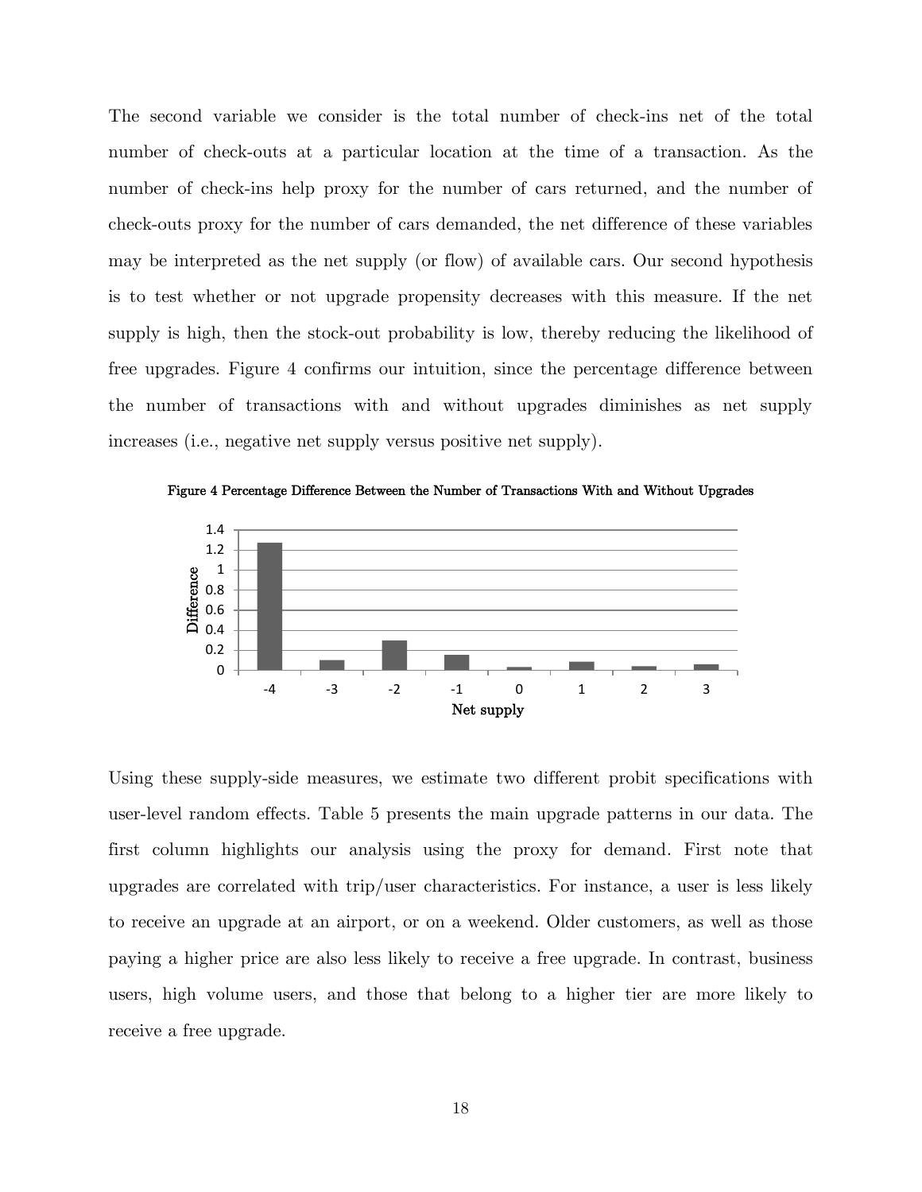The second variable we consider is the total number of check-ins net of the total number of check-outs at a particular location at the time of a transaction. As the number of check-ins help proxy for the number of cars returned, and the number of check-outs proxy for the number of cars demanded, the net difference of these variables may be interpreted as the net supply (or flow) of available cars. Our second hypothesis is to test whether or not upgrade propensity decreases with this measure. If the net supply is high, then the stock-out probability is low, thereby reducing the likelihood of free upgrades. Figure 4 confirms our intuition, since the percentage difference between the number of transactions with and without upgrades diminishes as net supply increases (i.e., negative net supply versus positive net supply).

**Figure 4 Percentage Difference Between the Number of Transactions With and Without Upgrades**

Using these supply-side measures, we estimate two different probit specifications with user-level random effects. Table 5 presents the main upgrade patterns in our data. The first column highlights our analysis using the proxy for demand. First note that upgrades are correlated with trip/user characteristics. For instance, a user is less likely to receive an upgrade at an airport, or on a weekend. Older customers, as well as those paying a higher price are also less likely to receive a free upgrade. In contrast, business users, high volume users, and those that belong to a higher tier are more likely to receive a free upgrade.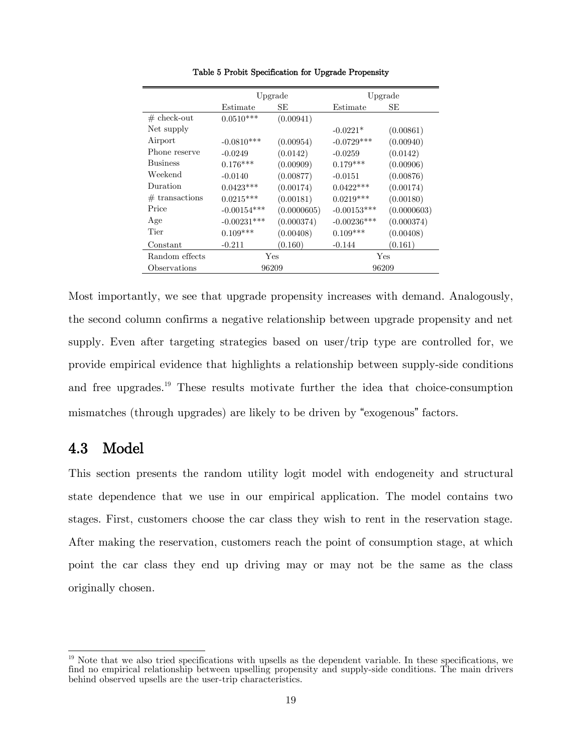Table 5 Probit Specification for Upgrade Propensity

| | Upgrade | | Upgrade | |
|---|---|---|---|---|
| | Estimate | SE | Estimate | SE |
| # check-out | 0.0510*** | (0.00941) | | |
| Net supply | | | -0.0221* | (0.00861) |
| Airport | -0.0810*** | (0.00954) | -0.0729*** | (0.00940) |
| Phone reserve | -0.0249 | (0.0142) | -0.0259 | (0.0142) |
| Business | 0.176*** | (0.00909) | 0.179*** | (0.00906) |
| Weekend | -0.0140 | (0.00877) | -0.0151 | (0.00876) |
| Duration | 0.0423*** | (0.00174) | 0.0422*** | (0.00174) |
| # transactions | 0.0215*** | (0.00181) | 0.0219*** | (0.00180) |
| Price | -0.00154*** | (0.0000605) | -0.00153*** | (0.0000603) |
| Age | -0.00231*** | (0.000374) | -0.00236*** | (0.000374) |
| Tier | 0.109*** | (0.00408) | 0.109*** | (0.00408) |
| Constant | -0.211 | (0.160) | -0.144 | (0.161) |
| Random effects | Yes | | Yes | |
| Observations | 96209 | | 96209 | |

Most importantly, we see that upgrade propensity increases with demand. Analogously, the second column confirms a negative relationship between upgrade propensity and net supply. Even after targeting strategies based on user/trip type are controlled for, we provide empirical evidence that highlights a relationship between supply-side conditions and free upgrades.[19] These results motivate further the idea that choice-consumption mismatches (through upgrades) are likely to be driven by "exogenous" factors.

## 4.3 Model

This section presents the random utility logit model with endogeneity and structural state dependence that we use in our empirical application. The model contains two stages. First, customers choose the car class they wish to rent in the reservation stage. After making the reservation, customers reach the point of consumption stage, at which point the car class they end up driving may or may not be the same as the class originally chosen.

[19] Note that we also tried specifications with upsells as the dependent variable. In these specifications, we find no empirical relationship between upselling propensity and supply-side conditions. The main drivers behind observed upsells are the user-trip characteristics.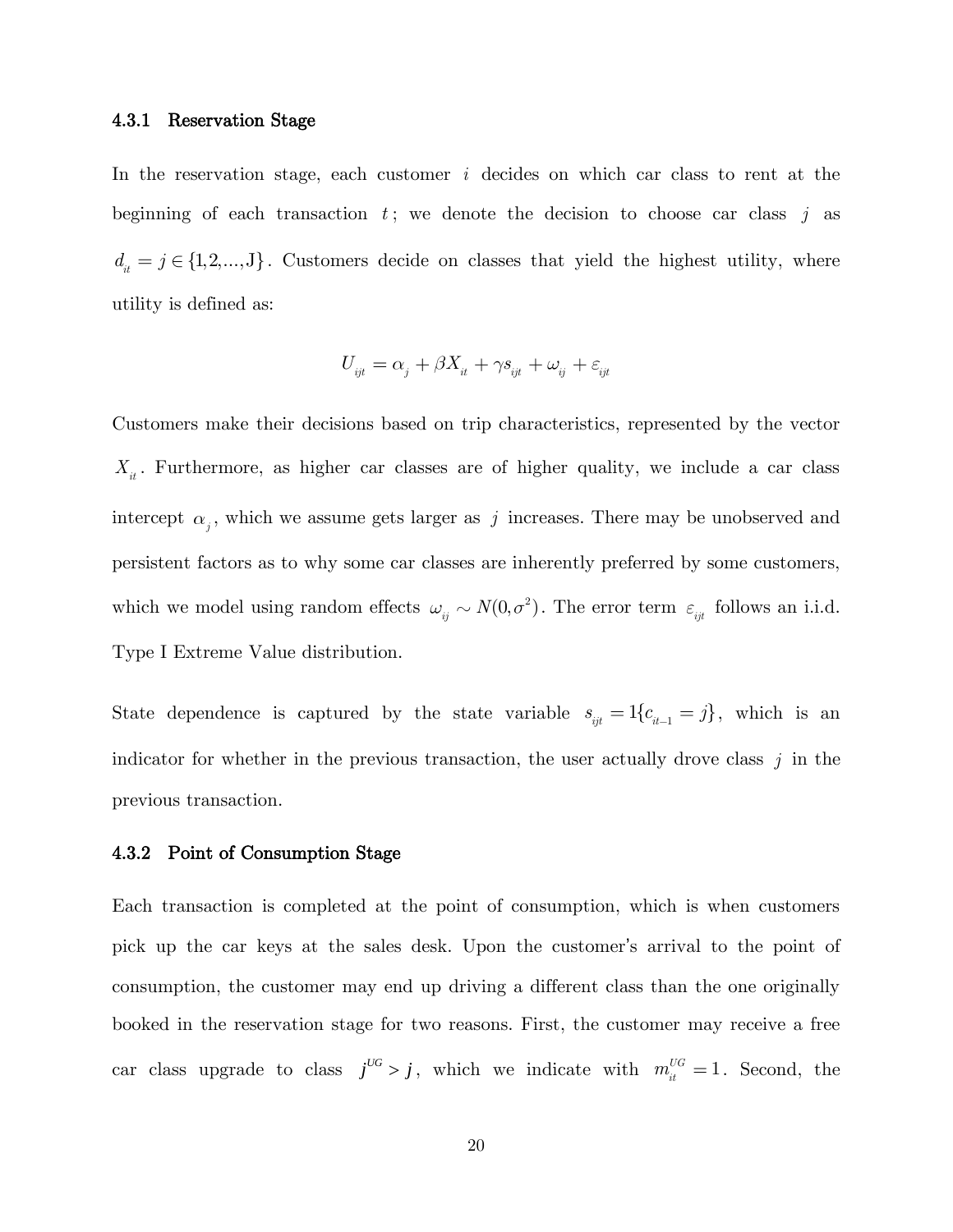### 4.3.1 Reservation Stage

In the reservation stage, each customer $i$ decides on which car class to rent at the beginning of each transaction $t$; we denote the decision to choose car class $j$ as $d_{it} = j \in \{1,2,...,\text{J}\}$. Customers decide on classes that yield the highest utility, where utility is defined as:

$$U_{ijt} = \alpha_j + \beta X_{it} + \gamma s_{ijt} + \omega_{ij} + \varepsilon_{ijt}$$

Customers make their decisions based on trip characteristics, represented by the vector $X_{it}$. Furthermore, as higher car classes are of higher quality, we include a car class intercept $\alpha_j$, which we assume gets larger as $j$ increases. There may be unobserved and persistent factors as to why some car classes are inherently preferred by some customers, which we model using random effects $\omega_{ij} \sim N(0,\sigma^2)$. The error term $\varepsilon_{ijt}$ follows an i.i.d. Type I Extreme Value distribution.

State dependence is captured by the state variable $s_{ijt} = 1\{c_{it-1} = j\}$, which is an indicator for whether in the previous transaction, the user actually drove class $j$ in the previous transaction.

### 4.3.2 Point of Consumption Stage

Each transaction is completed at the point of consumption, which is when customers pick up the car keys at the sales desk. Upon the customer's arrival to the point of consumption, the customer may end up driving a different class than the one originally booked in the reservation stage for two reasons. First, the customer may receive a free car class upgrade to class $j^{UG} > j$, which we indicate with $m_{it}^{UG} = 1$. Second, the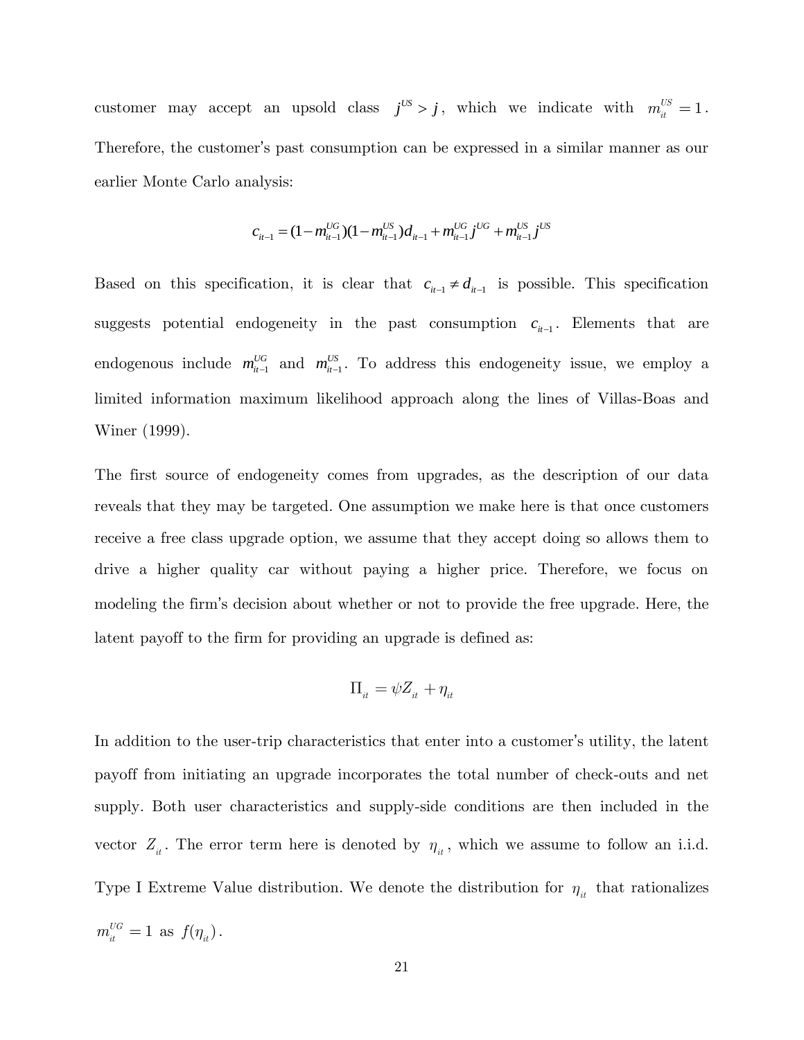customer may accept an upsold class $j^{US} > j$, which we indicate with $m_{it}^{US} = 1$. Therefore, the customer's past consumption can be expressed in a similar manner as our earlier Monte Carlo analysis:

$$c_{it-1} = (1 - m_{it-1}^{UG})(1 - m_{it-1}^{US})d_{it-1} + m_{it-1}^{UG} j^{UG} + m_{it-1}^{US} j^{US}$$

Based on this specification, it is clear that $c_{it-1} \neq d_{it-1}$ is possible. This specification suggests potential endogeneity in the past consumption $c_{it-1}$. Elements that are endogenous include $m_{it-1}^{UG}$ and $m_{it-1}^{US}$. To address this endogeneity issue, we employ a limited information maximum likelihood approach along the lines of Villas-Boas and Winer (1999).

The first source of endogeneity comes from upgrades, as the description of our data reveals that they may be targeted. One assumption we make here is that once customers receive a free class upgrade option, we assume that they accept doing so allows them to drive a higher quality car without paying a higher price. Therefore, we focus on modeling the firm's decision about whether or not to provide the free upgrade. Here, the latent payoff to the firm for providing an upgrade is defined as:

$$\Pi_{it} = \psi Z_{it} + \eta_{it}$$

In addition to the user-trip characteristics that enter into a customer's utility, the latent payoff from initiating an upgrade incorporates the total number of check-outs and net supply. Both user characteristics and supply-side conditions are then included in the vector $Z_{it}$. The error term here is denoted by $\eta_{it}$, which we assume to follow an i.i.d. Type I Extreme Value distribution. We denote the distribution for $\eta_{it}$ that rationalizes $m_{it}^{UG} = 1$ as $f(\eta_{it})$.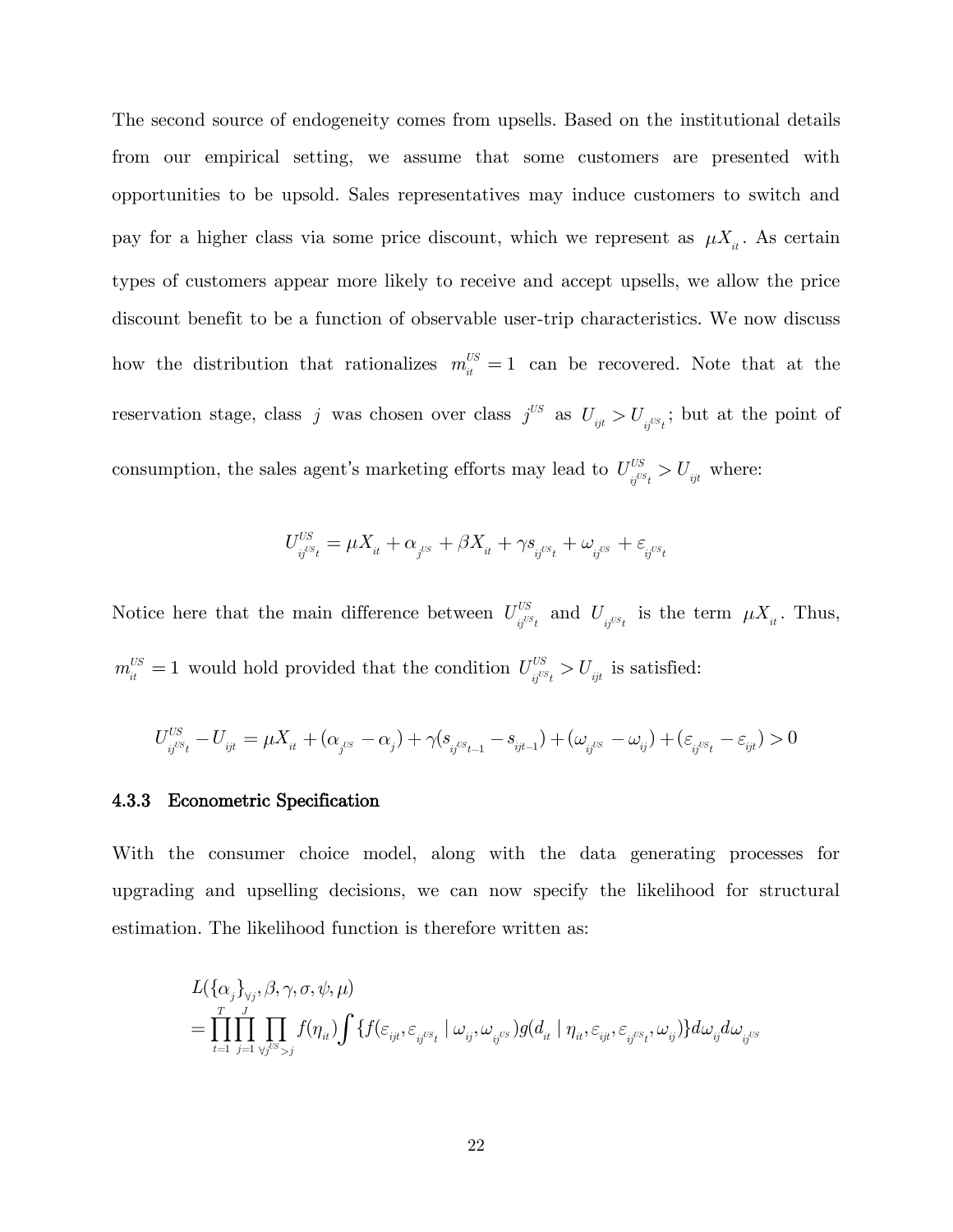The second source of endogeneity comes from upsells. Based on the institutional details from our empirical setting, we assume that some customers are presented with opportunities to be upsold. Sales representatives may induce customers to switch and pay for a higher class via some price discount, which we represent as $\mu X_{it}$. As certain types of customers appear more likely to receive and accept upsells, we allow the price discount benefit to be a function of observable user-trip characteristics. We now discuss how the distribution that rationalizes $m_{it}^{US} = 1$ can be recovered. Note that at the reservation stage, class $j$ was chosen over class $j^{US}$ as $U_{ijt} > U_{ij^{US}t}$; but at the point of consumption, the sales agent's marketing efforts may lead to $U_{ij^{US}t}^{US} > U_{ijt}$ where:

$$U_{ij^{US}t}^{US} = \mu X_{it} + \alpha_{j^{US}} + \beta X_{it} + \gamma s_{ij^{US}t} + \omega_{ij^{US}} + \varepsilon_{ij^{US}t}$$

Notice here that the main difference between $U_{ij^{US}t}^{US}$ and $U_{ij^{US}t}$ is the term $\mu X_{it}$. Thus, $m_{it}^{US} = 1$ would hold provided that the condition $U_{ij^{US}t}^{US} > U_{ijt}$ is satisfied:

$$U_{ij^{US}t}^{US} - U_{ijt} = \mu X_{it} + (\alpha_{j^{US}} - \alpha_j) + \gamma(s_{ij^{US}t-1} - s_{ijt-1}) + (\omega_{ij^{US}} - \omega_{ij}) + (\varepsilon_{ij^{US}t} - \varepsilon_{ijt}) > 0$$

### 4.3.3 Econometric Specification

With the consumer choice model, along with the data generating processes for upgrading and upselling decisions, we can now specify the likelihood for structural estimation. The likelihood function is therefore written as:

$$\begin{aligned}
&L(\{\alpha_j\}_{\forall j}, \beta, \gamma, \sigma, \psi, \mu) \\
&= \prod_{t=1}^{T} \prod_{j=1}^{J} \prod_{\forall j^{US} > j} f(\eta_{it}) \int \{f(\varepsilon_{ijt}, \varepsilon_{ij^{US}t} \mid \omega_{ij}, \omega_{ij^{US}}) g(d_{it} \mid \eta_{it}, \varepsilon_{ijt}, \varepsilon_{ij^{US}t}, \omega_{ij})\} d\omega_{ij} d\omega_{ij^{US}}
\end{aligned}$$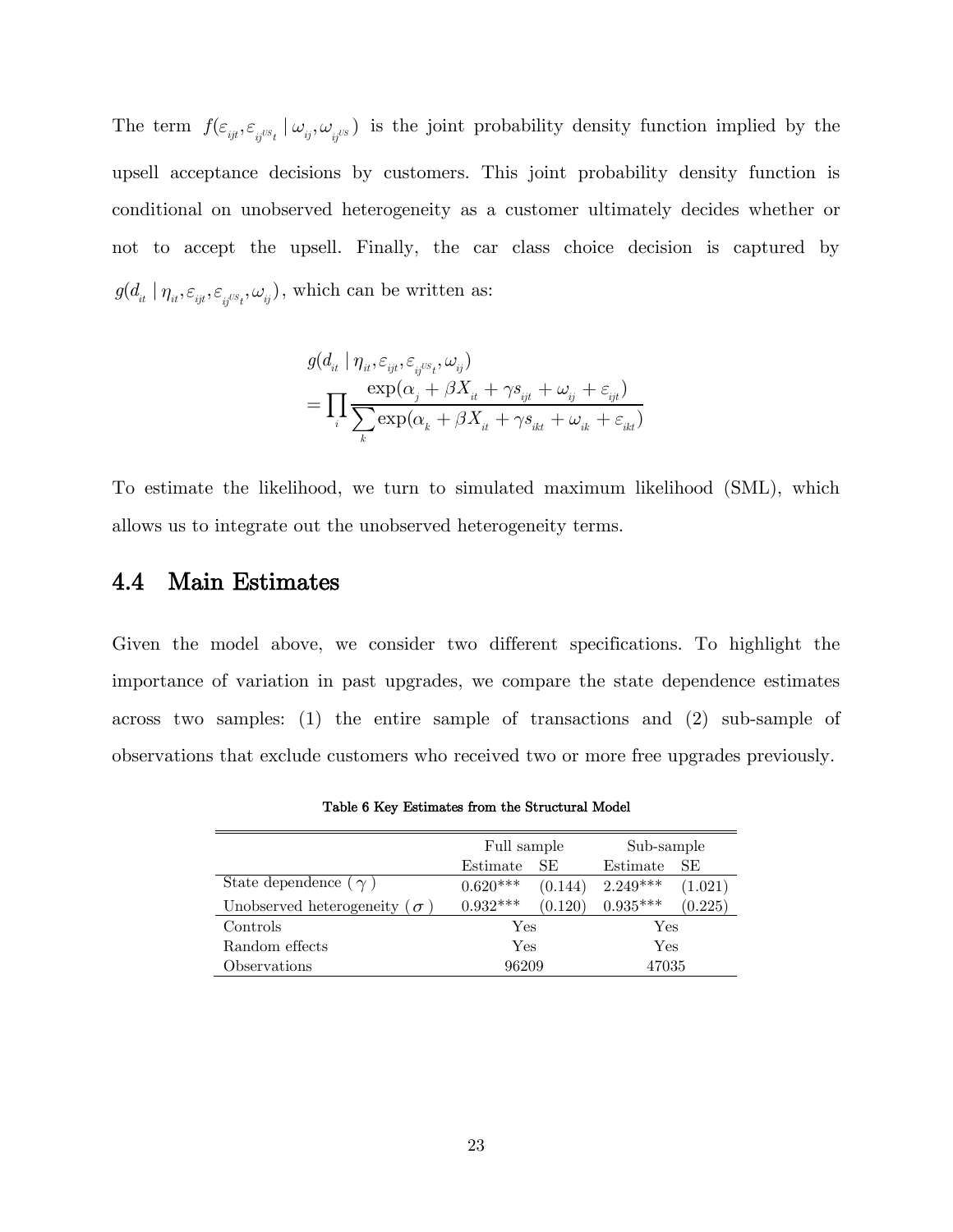The term $f(\varepsilon_{ijt}, \varepsilon_{ij^{US}t} \mid \omega_{ij}, \omega_{ij^{US}})$ is the joint probability density function implied by the upsell acceptance decisions by customers. This joint probability density function is conditional on unobserved heterogeneity as a customer ultimately decides whether or not to accept the upsell. Finally, the car class choice decision is captured by $g(d_{it} \mid \eta_{it}, \varepsilon_{ijt}, \varepsilon_{ij^{US}t}, \omega_{ij})$, which can be written as:

$$
\begin{aligned}
& g(d_{it} \mid \eta_{it}, \varepsilon_{ijt}, \varepsilon_{ij^{US}t}, \omega_{ij}) \\
& = \prod_{i} \frac{\exp(\alpha_j + \beta X_{it} + \gamma s_{ijt} + \omega_{ij} + \varepsilon_{ijt})}{\sum_{k} \exp(\alpha_k + \beta X_{it} + \gamma s_{ikt} + \omega_{ik} + \varepsilon_{ikt})}
\end{aligned}
$$

To estimate the likelihood, we turn to simulated maximum likelihood (SML), which allows us to integrate out the unobserved heterogeneity terms.

## 4.4 Main Estimates

Given the model above, we consider two different specifications. To highlight the importance of variation in past upgrades, we compare the state dependence estimates across two samples: (1) the entire sample of transactions and (2) sub-sample of observations that exclude customers who received two or more free upgrades previously.

**Table 6 Key Estimates from the Structural Model**

| | Full sample | | Sub-sample | |
|---|---|---|---|---|
| | Estimate | SE | Estimate | SE |
| State dependence ( $\gamma$ ) | 0.620*** | (0.144) | 2.249*** | (1.021) |
| Unobserved heterogeneity ( $\sigma$ ) | 0.932*** | (0.120) | 0.935*** | (0.225) |
| Controls | Yes | | Yes | |
| Random effects | Yes | | Yes | |
| Observations | 96209 | | 47035 | |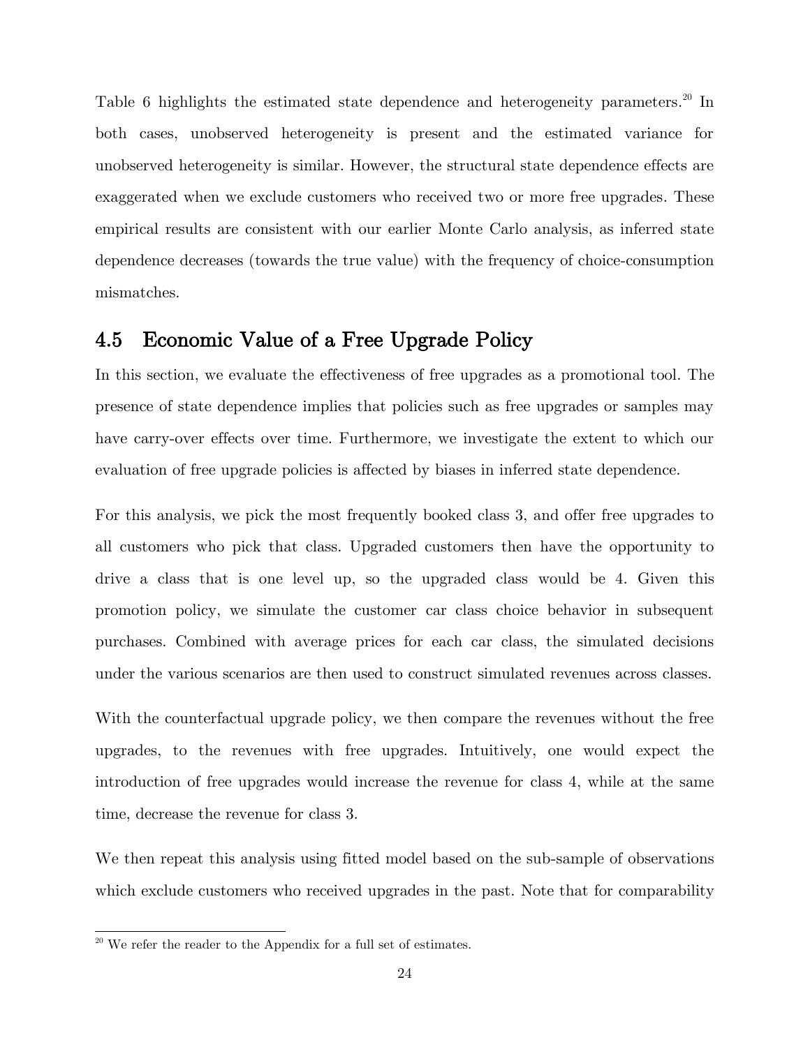Table 6 highlights the estimated state dependence and heterogeneity parameters.[20] In both cases, unobserved heterogeneity is present and the estimated variance for unobserved heterogeneity is similar. However, the structural state dependence effects are exaggerated when we exclude customers who received two or more free upgrades. These empirical results are consistent with our earlier Monte Carlo analysis, as inferred state dependence decreases (towards the true value) with the frequency of choice-consumption mismatches.

## 4.5 Economic Value of a Free Upgrade Policy

In this section, we evaluate the effectiveness of free upgrades as a promotional tool. The presence of state dependence implies that policies such as free upgrades or samples may have carry-over effects over time. Furthermore, we investigate the extent to which our evaluation of free upgrade policies is affected by biases in inferred state dependence.

For this analysis, we pick the most frequently booked class 3, and offer free upgrades to all customers who pick that class. Upgraded customers then have the opportunity to drive a class that is one level up, so the upgraded class would be 4. Given this promotion policy, we simulate the customer car class choice behavior in subsequent purchases. Combined with average prices for each car class, the simulated decisions under the various scenarios are then used to construct simulated revenues across classes.

With the counterfactual upgrade policy, we then compare the revenues without the free upgrades, to the revenues with free upgrades. Intuitively, one would expect the introduction of free upgrades would increase the revenue for class 4, while at the same time, decrease the revenue for class 3.

We then repeat this analysis using fitted model based on the sub-sample of observations which exclude customers who received upgrades in the past. Note that for comparability

[20] We refer the reader to the Appendix for a full set of estimates.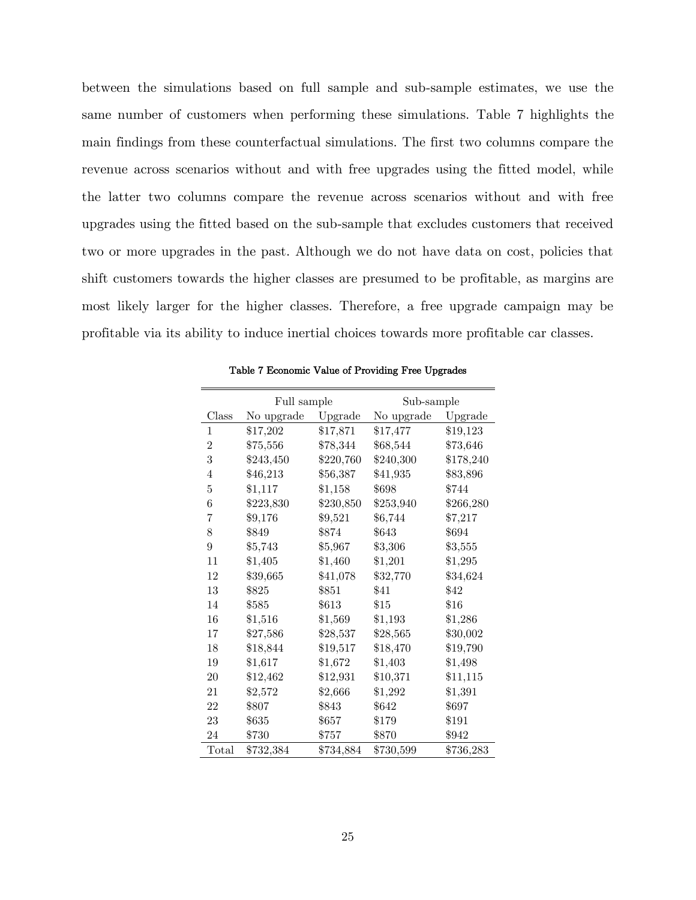between the simulations based on full sample and sub-sample estimates, we use the same number of customers when performing these simulations. Table 7 highlights the main findings from these counterfactual simulations. The first two columns compare the revenue across scenarios without and with free upgrades using the fitted model, while the latter two columns compare the revenue across scenarios without and with free upgrades using the fitted based on the sub-sample that excludes customers that received two or more upgrades in the past. Although we do not have data on cost, policies that shift customers towards the higher classes are presumed to be profitable, as margins are most likely larger for the higher classes. Therefore, a free upgrade campaign may be profitable via its ability to induce inertial choices towards more profitable car classes.

**Table 7 Economic Value of Providing Free Upgrades**

| | Full sample | | Sub-sample | |
|---|---|---|---|---|
| Class | No upgrade | Upgrade | No upgrade | Upgrade |
| 1 | $17,202 | $17,871 | $17,477 | $19,123 |
| 2 | $75,556 | $78,344 | $68,544 | $73,646 |
| 3 | $243,450 | $220,760 | $240,300 | $178,240 |
| 4 | $46,213 | $56,387 | $41,935 | $83,896 |
| 5 | $1,117 | $1,158 | $698 | $744 |
| 6 | $223,830 | $230,850 | $253,940 | $266,280 |
| 7 | $9,176 | $9,521 | $6,744 | $7,217 |
| 8 | $849 | $874 | $643 | $694 |
| 9 | $5,743 | $5,967 | $3,306 | $3,555 |
| 11 | $1,405 | $1,460 | $1,201 | $1,295 |
| 12 | $39,665 | $41,078 | $32,770 | $34,624 |
| 13 | $825 | $851 | $41 | $42 |
| 14 | $585 | $613 | $15 | $16 |
| 16 | $1,516 | $1,569 | $1,193 | $1,286 |
| 17 | $27,586 | $28,537 | $28,565 | $30,002 |
| 18 | $18,844 | $19,517 | $18,470 | $19,790 |
| 19 | $1,617 | $1,672 | $1,403 | $1,498 |
| 20 | $12,462 | $12,931 | $10,371 | $11,115 |
| 21 | $2,572 | $2,666 | $1,292 | $1,391 |
| 22 | $807 | $843 | $642 | $697 |
| 23 | $635 | $657 | $179 | $191 |
| 24 | $730 | $757 | $870 | $942 |
| Total | $732,384 | $734,884 | $730,599 | $736,283 |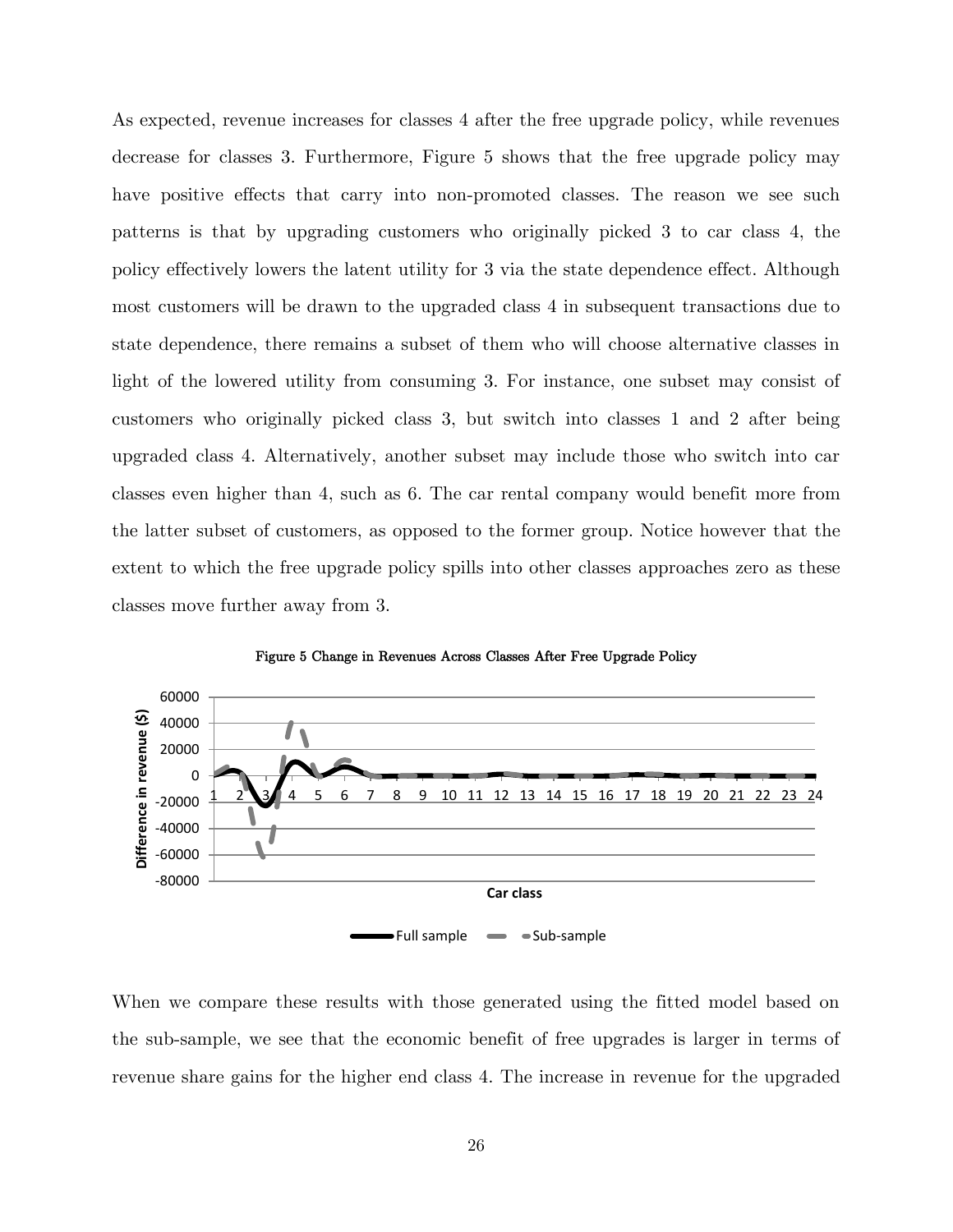As expected, revenue increases for classes 4 after the free upgrade policy, while revenues decrease for classes 3. Furthermore, Figure 5 shows that the free upgrade policy may have positive effects that carry into non-promoted classes. The reason we see such patterns is that by upgrading customers who originally picked 3 to car class 4, the policy effectively lowers the latent utility for 3 via the state dependence effect. Although most customers will be drawn to the upgraded class 4 in subsequent transactions due to state dependence, there remains a subset of them who will choose alternative classes in light of the lowered utility from consuming 3. For instance, one subset may consist of customers who originally picked class 3, but switch into classes 1 and 2 after being upgraded class 4. Alternatively, another subset may include those who switch into car classes even higher than 4, such as 6. The car rental company would benefit more from the latter subset of customers, as opposed to the former group. Notice however that the extent to which the free upgrade policy spills into other classes approaches zero as these classes move further away from 3.

Figure 5 Change in Revenues Across Classes After Free Upgrade Policy

When we compare these results with those generated using the fitted model based on the sub-sample, we see that the economic benefit of free upgrades is larger in terms of revenue share gains for the higher end class 4. The increase in revenue for the upgraded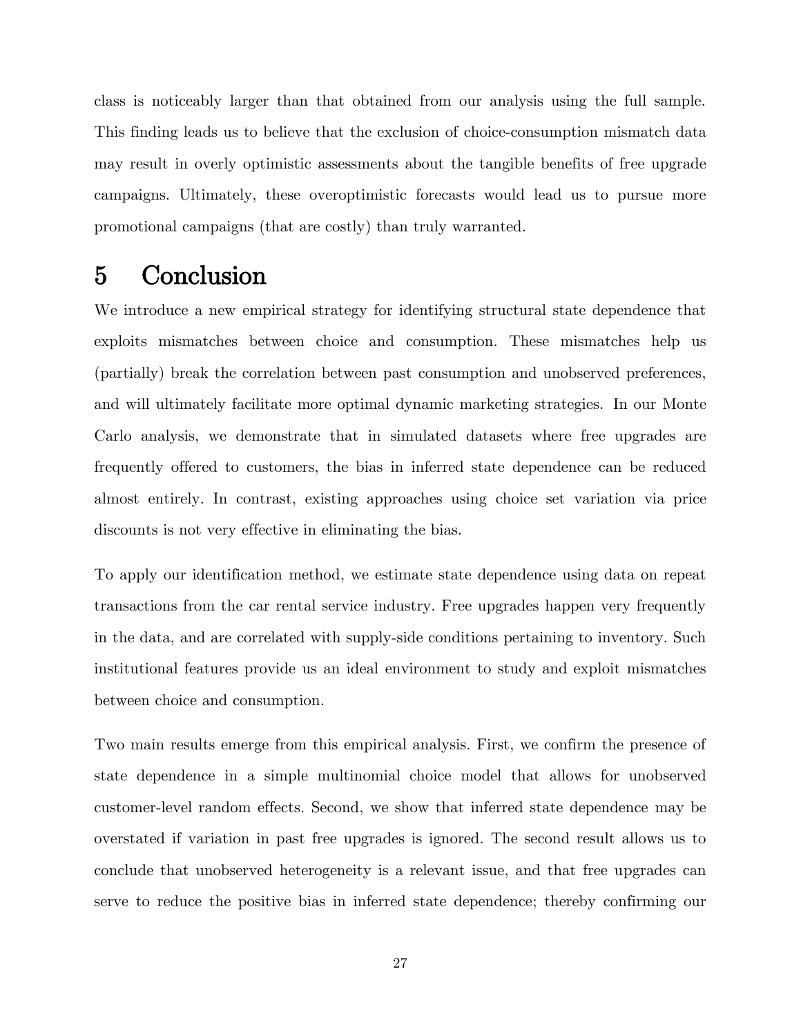class is noticeably larger than that obtained from our analysis using the full sample. This finding leads us to believe that the exclusion of choice-consumption mismatch data may result in overly optimistic assessments about the tangible benefits of free upgrade campaigns. Ultimately, these overoptimistic forecasts would lead us to pursue more promotional campaigns (that are costly) than truly warranted.

# 5 Conclusion

We introduce a new empirical strategy for identifying structural state dependence that exploits mismatches between choice and consumption. These mismatches help us (partially) break the correlation between past consumption and unobserved preferences, and will ultimately facilitate more optimal dynamic marketing strategies. In our Monte Carlo analysis, we demonstrate that in simulated datasets where free upgrades are frequently offered to customers, the bias in inferred state dependence can be reduced almost entirely. In contrast, existing approaches using choice set variation via price discounts is not very effective in eliminating the bias.

To apply our identification method, we estimate state dependence using data on repeat transactions from the car rental service industry. Free upgrades happen very frequently in the data, and are correlated with supply-side conditions pertaining to inventory. Such institutional features provide us an ideal environment to study and exploit mismatches between choice and consumption.

Two main results emerge from this empirical analysis. First, we confirm the presence of state dependence in a simple multinomial choice model that allows for unobserved customer-level random effects. Second, we show that inferred state dependence may be overstated if variation in past free upgrades is ignored. The second result allows us to conclude that unobserved heterogeneity is a relevant issue, and that free upgrades can serve to reduce the positive bias in inferred state dependence; thereby confirming our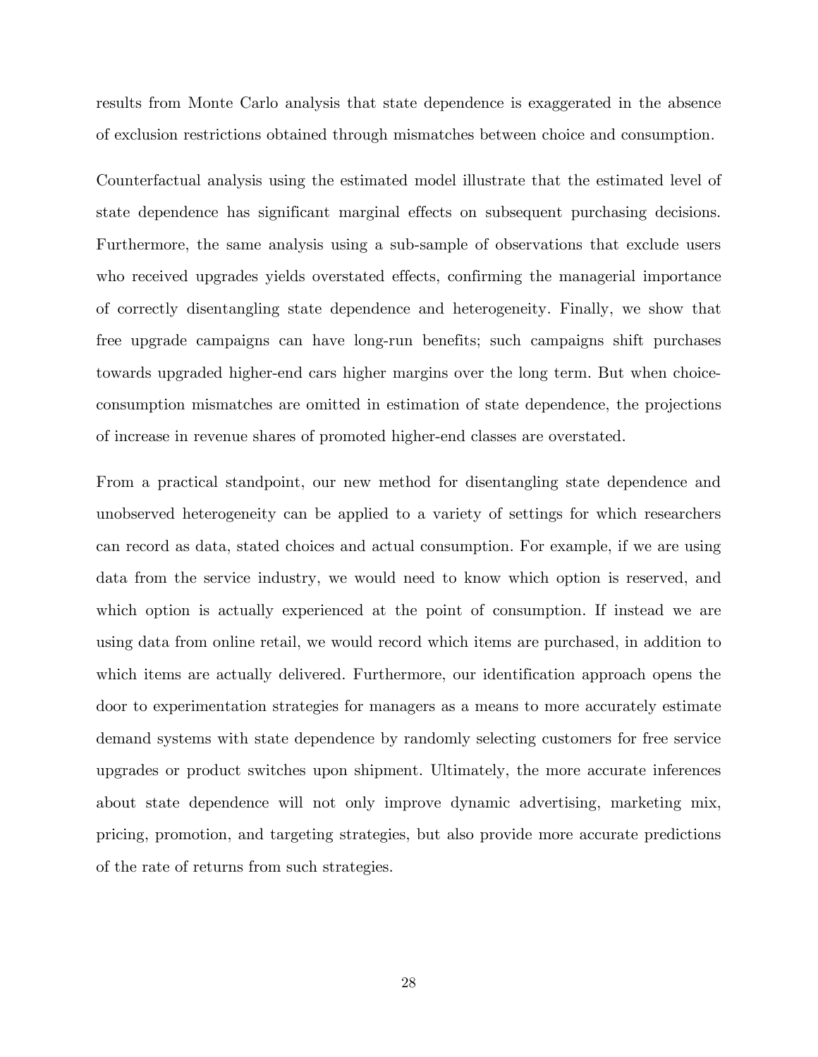results from Monte Carlo analysis that state dependence is exaggerated in the absence of exclusion restrictions obtained through mismatches between choice and consumption.

Counterfactual analysis using the estimated model illustrate that the estimated level of state dependence has significant marginal effects on subsequent purchasing decisions. Furthermore, the same analysis using a sub-sample of observations that exclude users who received upgrades yields overstated effects, confirming the managerial importance of correctly disentangling state dependence and heterogeneity. Finally, we show that free upgrade campaigns can have long-run benefits; such campaigns shift purchases towards upgraded higher-end cars higher margins over the long term. But when choice-consumption mismatches are omitted in estimation of state dependence, the projections of increase in revenue shares of promoted higher-end classes are overstated.

From a practical standpoint, our new method for disentangling state dependence and unobserved heterogeneity can be applied to a variety of settings for which researchers can record as data, stated choices and actual consumption. For example, if we are using data from the service industry, we would need to know which option is reserved, and which option is actually experienced at the point of consumption. If instead we are using data from online retail, we would record which items are purchased, in addition to which items are actually delivered. Furthermore, our identification approach opens the door to experimentation strategies for managers as a means to more accurately estimate demand systems with state dependence by randomly selecting customers for free service upgrades or product switches upon shipment. Ultimately, the more accurate inferences about state dependence will not only improve dynamic advertising, marketing mix, pricing, promotion, and targeting strategies, but also provide more accurate predictions of the rate of returns from such strategies.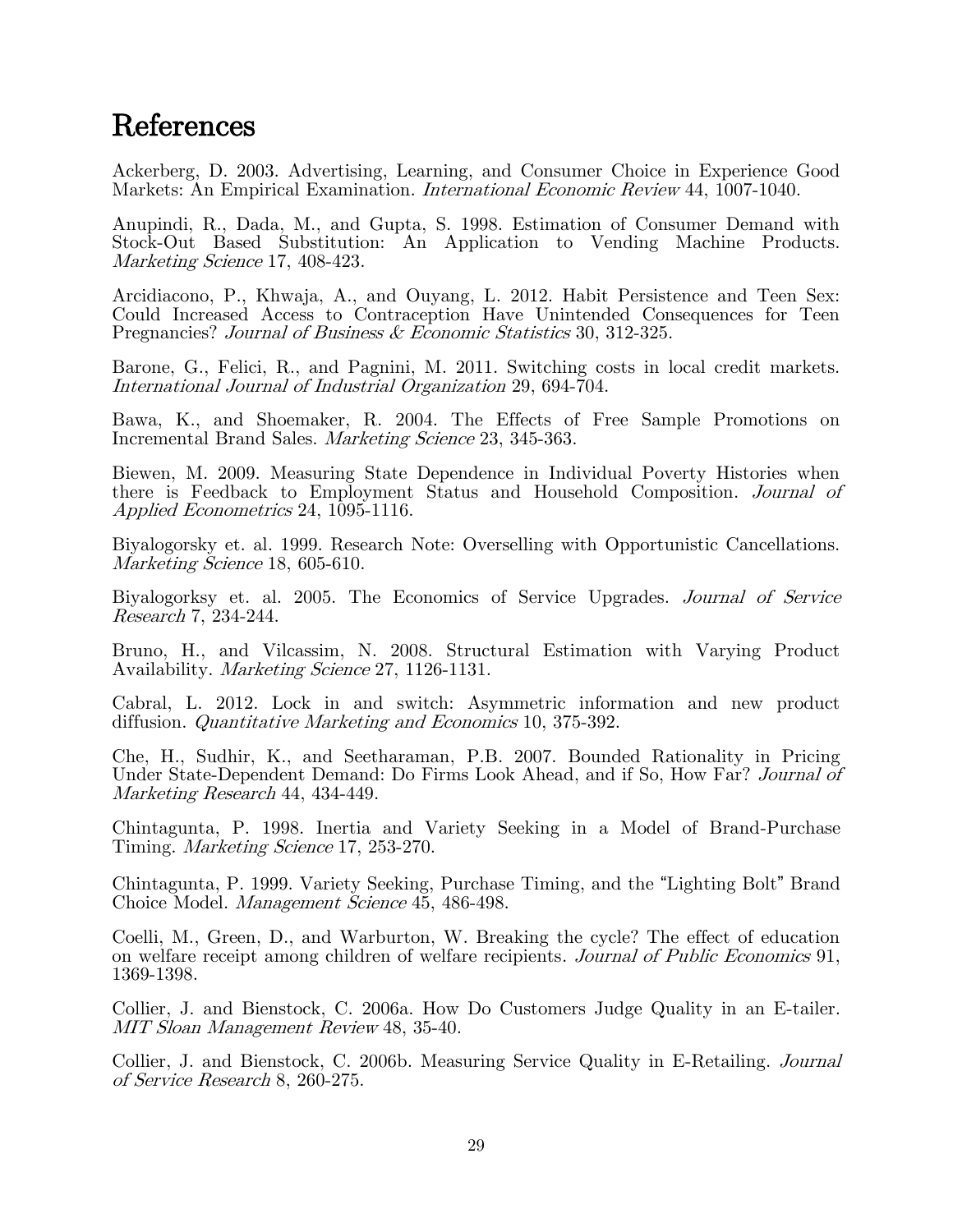# References

Ackerberg, D. 2003. Advertising, Learning, and Consumer Choice in Experience Good Markets: An Empirical Examination. *International Economic Review* 44, 1007-1040.

Anupindi, R., Dada, M., and Gupta, S. 1998. Estimation of Consumer Demand with Stock-Out Based Substitution: An Application to Vending Machine Products. *Marketing Science* 17, 408-423.

Arcidiacono, P., Khwaja, A., and Ouyang, L. 2012. Habit Persistence and Teen Sex: Could Increased Access to Contraception Have Unintended Consequences for Teen Pregnancies? *Journal of Business & Economic Statistics* 30, 312-325.

Barone, G., Felici, R., and Pagnini, M. 2011. Switching costs in local credit markets. *International Journal of Industrial Organization* 29, 694-704.

Bawa, K., and Shoemaker, R. 2004. The Effects of Free Sample Promotions on Incremental Brand Sales. *Marketing Science* 23, 345-363.

Biewen, M. 2009. Measuring State Dependence in Individual Poverty Histories when there is Feedback to Employment Status and Household Composition. *Journal of Applied Econometrics* 24, 1095-1116.

Biyalogorsky et. al. 1999. Research Note: Overselling with Opportunistic Cancellations. *Marketing Science* 18, 605-610.

Biyalogorksy et. al. 2005. The Economics of Service Upgrades. *Journal of Service Research* 7, 234-244.

Bruno, H., and Vilcassim, N. 2008. Structural Estimation with Varying Product Availability. *Marketing Science* 27, 1126-1131.

Cabral, L. 2012. Lock in and switch: Asymmetric information and new product diffusion. *Quantitative Marketing and Economics* 10, 375-392.

Che, H., Sudhir, K., and Seetharaman, P.B. 2007. Bounded Rationality in Pricing Under State-Dependent Demand: Do Firms Look Ahead, and if So, How Far? *Journal of Marketing Research* 44, 434-449.

Chintagunta, P. 1998. Inertia and Variety Seeking in a Model of Brand-Purchase Timing. *Marketing Science* 17, 253-270.

Chintagunta, P. 1999. Variety Seeking, Purchase Timing, and the "Lighting Bolt" Brand Choice Model. *Management Science* 45, 486-498.

Coelli, M., Green, D., and Warburton, W. Breaking the cycle? The effect of education on welfare receipt among children of welfare recipients. *Journal of Public Economics* 91, 1369-1398.

Collier, J. and Bienstock, C. 2006a. How Do Customers Judge Quality in an E-tailer. *MIT Sloan Management Review* 48, 35-40.

Collier, J. and Bienstock, C. 2006b. Measuring Service Quality in E-Retailing. *Journal of Service Research* 8, 260-275.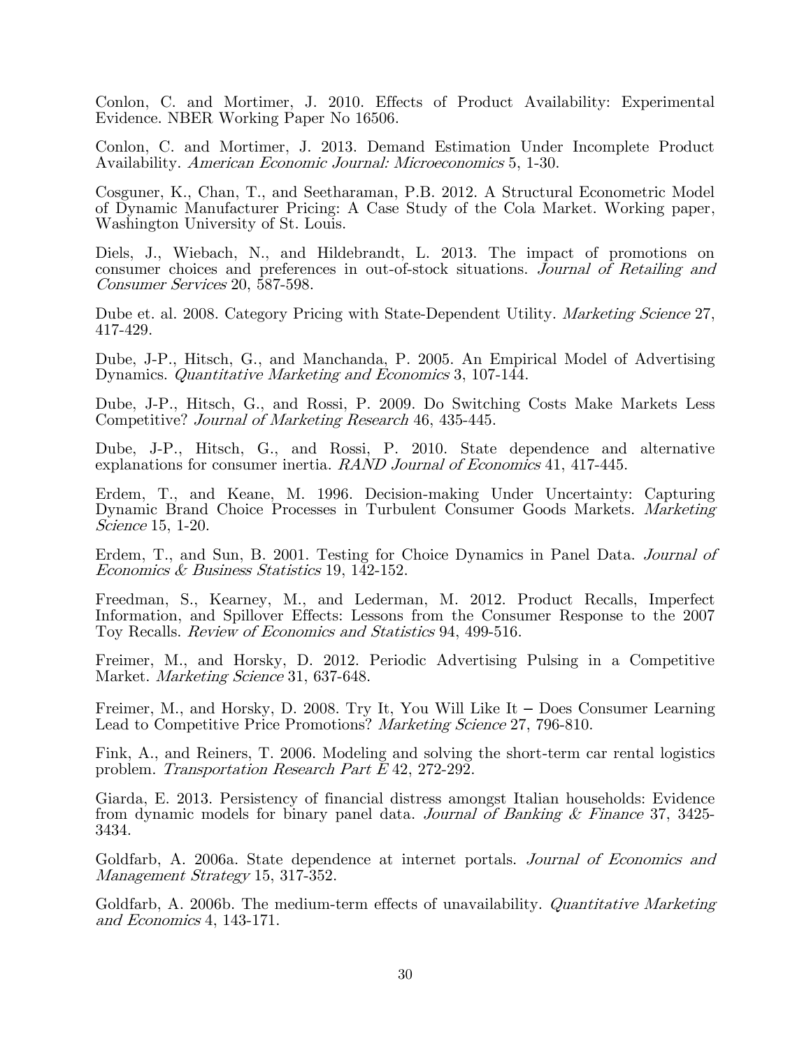Conlon, C. and Mortimer, J. 2010. Effects of Product Availability: Experimental Evidence. NBER Working Paper No 16506.

Conlon, C. and Mortimer, J. 2013. Demand Estimation Under Incomplete Product Availability. *American Economic Journal: Microeconomics* 5, 1-30.

Cosguner, K., Chan, T., and Seetharaman, P.B. 2012. A Structural Econometric Model of Dynamic Manufacturer Pricing: A Case Study of the Cola Market. Working paper, Washington University of St. Louis.

Diels, J., Wiebach, N., and Hildebrandt, L. 2013. The impact of promotions on consumer choices and preferences in out-of-stock situations. *Journal of Retailing and Consumer Services* 20, 587-598.

Dube et. al. 2008. Category Pricing with State-Dependent Utility. *Marketing Science* 27, 417-429.

Dube, J-P., Hitsch, G., and Manchanda, P. 2005. An Empirical Model of Advertising Dynamics. *Quantitative Marketing and Economics* 3, 107-144.

Dube, J-P., Hitsch, G., and Rossi, P. 2009. Do Switching Costs Make Markets Less Competitive? *Journal of Marketing Research* 46, 435-445.

Dube, J-P., Hitsch, G., and Rossi, P. 2010. State dependence and alternative explanations for consumer inertia. *RAND Journal of Economics* 41, 417-445.

Erdem, T., and Keane, M. 1996. Decision-making Under Uncertainty: Capturing Dynamic Brand Choice Processes in Turbulent Consumer Goods Markets. *Marketing Science* 15, 1-20.

Erdem, T., and Sun, B. 2001. Testing for Choice Dynamics in Panel Data. *Journal of Economics & Business Statistics* 19, 142-152.

Freedman, S., Kearney, M., and Lederman, M. 2012. Product Recalls, Imperfect Information, and Spillover Effects: Lessons from the Consumer Response to the 2007 Toy Recalls. *Review of Economics and Statistics* 94, 499-516.

Freimer, M., and Horsky, D. 2012. Periodic Advertising Pulsing in a Competitive Market. *Marketing Science* 31, 637-648.

Freimer, M., and Horsky, D. 2008. Try It, You Will Like It – Does Consumer Learning Lead to Competitive Price Promotions? *Marketing Science* 27, 796-810.

Fink, A., and Reiners, T. 2006. Modeling and solving the short-term car rental logistics problem. *Transportation Research Part E* 42, 272-292.

Giarda, E. 2013. Persistency of financial distress amongst Italian households: Evidence from dynamic models for binary panel data. *Journal of Banking & Finance* 37, 3425-3434.

Goldfarb, A. 2006a. State dependence at internet portals. *Journal of Economics and Management Strategy* 15, 317-352.

Goldfarb, A. 2006b. The medium-term effects of unavailability. *Quantitative Marketing and Economics* 4, 143-171.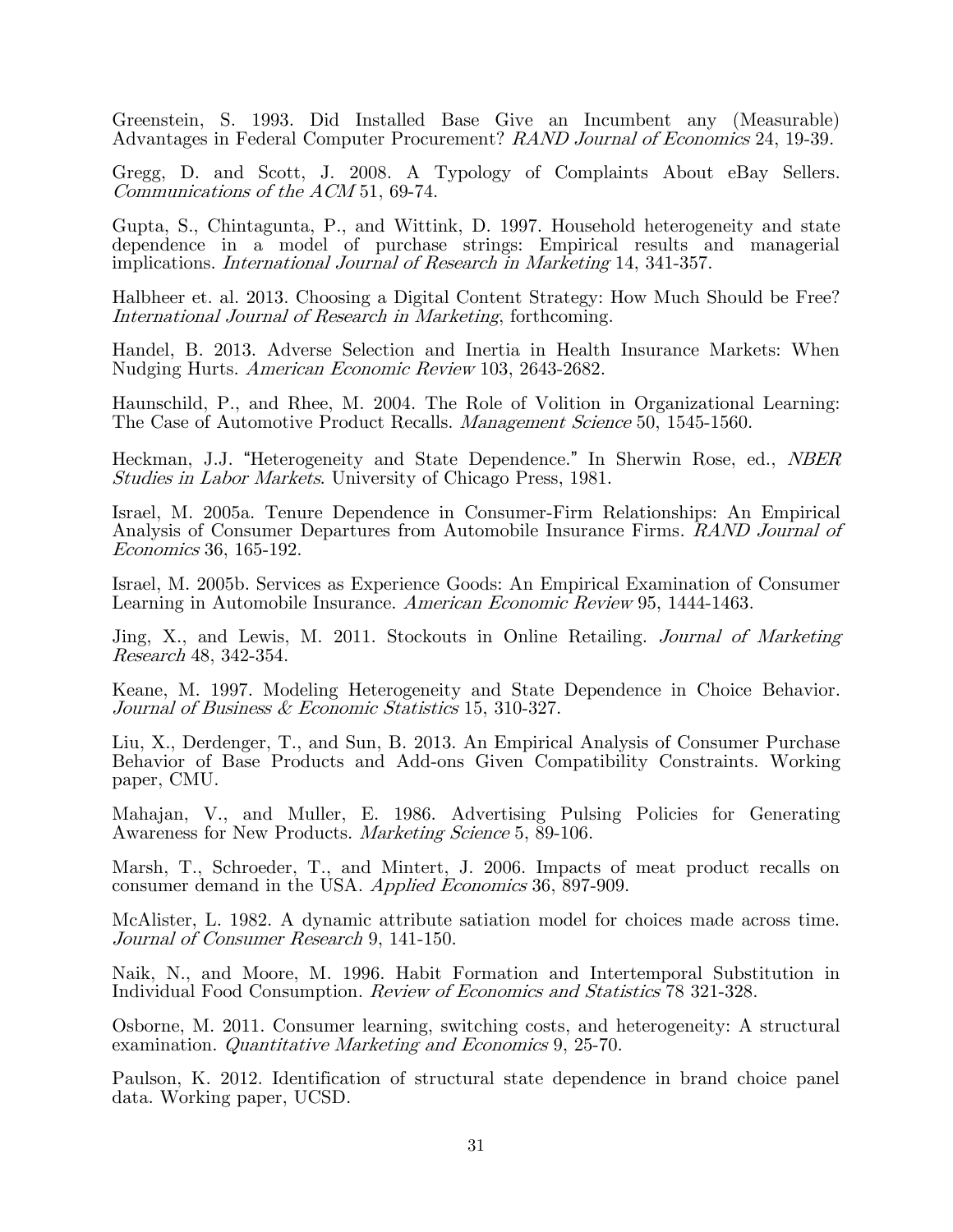Greenstein, S. 1993. Did Installed Base Give an Incumbent any (Measurable) Advantages in Federal Computer Procurement? *RAND Journal of Economics* 24, 19-39.

Gregg, D. and Scott, J. 2008. A Typology of Complaints About eBay Sellers. *Communications of the ACM* 51, 69-74.

Gupta, S., Chintagunta, P., and Wittink, D. 1997. Household heterogeneity and state dependence in a model of purchase strings: Empirical results and managerial implications. *International Journal of Research in Marketing* 14, 341-357.

Halbheer et. al. 2013. Choosing a Digital Content Strategy: How Much Should be Free? *International Journal of Research in Marketing*, forthcoming.

Handel, B. 2013. Adverse Selection and Inertia in Health Insurance Markets: When Nudging Hurts. *American Economic Review* 103, 2643-2682.

Haunschild, P., and Rhee, M. 2004. The Role of Volition in Organizational Learning: The Case of Automotive Product Recalls. *Management Science* 50, 1545-1560.

Heckman, J.J. "Heterogeneity and State Dependence." In Sherwin Rose, ed., *NBER Studies in Labor Markets*. University of Chicago Press, 1981.

Israel, M. 2005a. Tenure Dependence in Consumer-Firm Relationships: An Empirical Analysis of Consumer Departures from Automobile Insurance Firms. *RAND Journal of Economics* 36, 165-192.

Israel, M. 2005b. Services as Experience Goods: An Empirical Examination of Consumer Learning in Automobile Insurance. *American Economic Review* 95, 1444-1463.

Jing, X., and Lewis, M. 2011. Stockouts in Online Retailing. *Journal of Marketing Research* 48, 342-354.

Keane, M. 1997. Modeling Heterogeneity and State Dependence in Choice Behavior. *Journal of Business & Economic Statistics* 15, 310-327.

Liu, X., Derdenger, T., and Sun, B. 2013. An Empirical Analysis of Consumer Purchase Behavior of Base Products and Add-ons Given Compatibility Constraints. Working paper, CMU.

Mahajan, V., and Muller, E. 1986. Advertising Pulsing Policies for Generating Awareness for New Products. *Marketing Science* 5, 89-106.

Marsh, T., Schroeder, T., and Mintert, J. 2006. Impacts of meat product recalls on consumer demand in the USA. *Applied Economics* 36, 897-909.

McAlister, L. 1982. A dynamic attribute satiation model for choices made across time. *Journal of Consumer Research* 9, 141-150.

Naik, N., and Moore, M. 1996. Habit Formation and Intertemporal Substitution in Individual Food Consumption. *Review of Economics and Statistics* 78 321-328.

Osborne, M. 2011. Consumer learning, switching costs, and heterogeneity: A structural examination. *Quantitative Marketing and Economics* 9, 25-70.

Paulson, K. 2012. Identification of structural state dependence in brand choice panel data. Working paper, UCSD.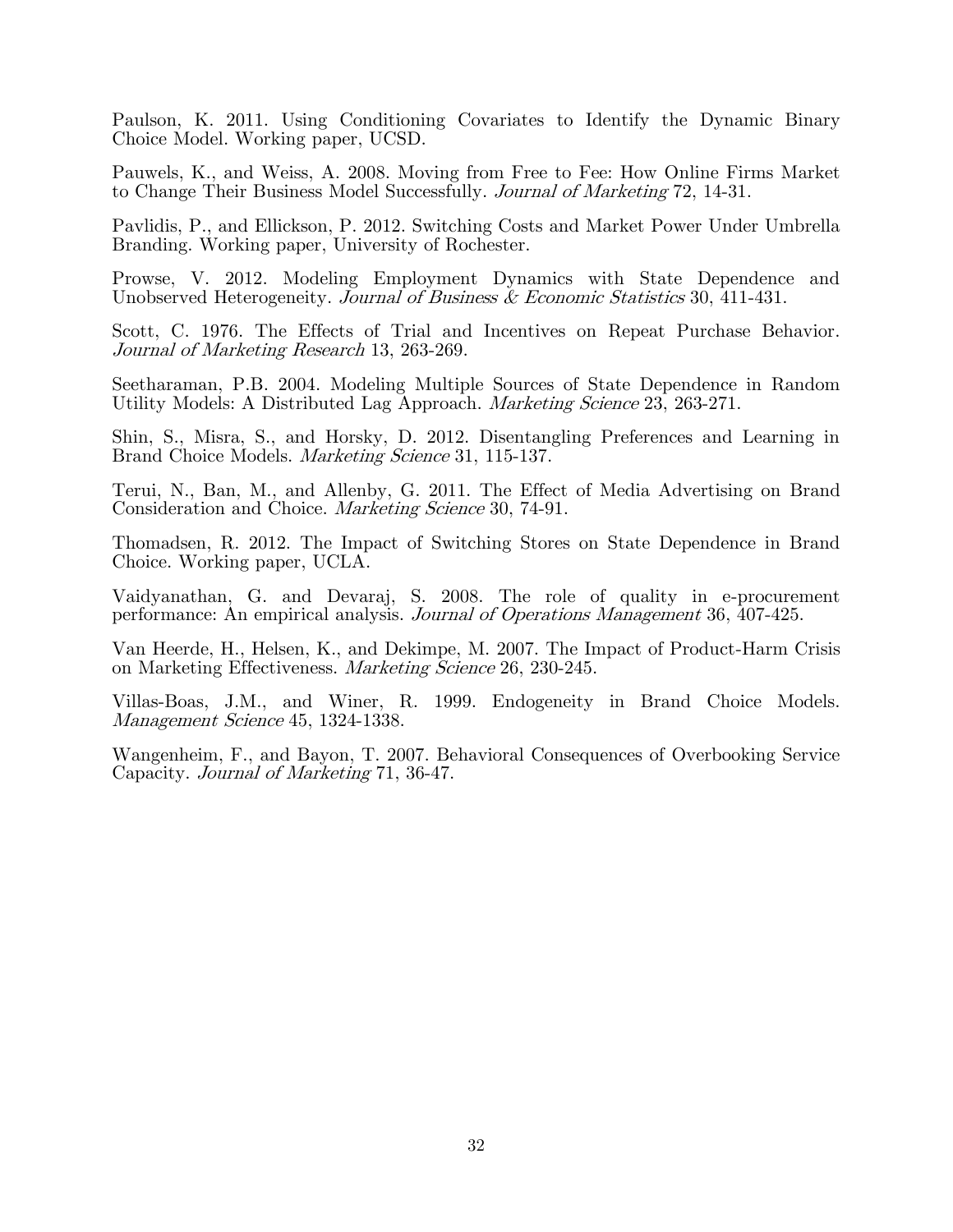Paulson, K. 2011. Using Conditioning Covariates to Identify the Dynamic Binary Choice Model. Working paper, UCSD.

Pauwels, K., and Weiss, A. 2008. Moving from Free to Fee: How Online Firms Market to Change Their Business Model Successfully. *Journal of Marketing* 72, 14-31.

Pavlidis, P., and Ellickson, P. 2012. Switching Costs and Market Power Under Umbrella Branding. Working paper, University of Rochester.

Prowse, V. 2012. Modeling Employment Dynamics with State Dependence and Unobserved Heterogeneity. *Journal of Business & Economic Statistics* 30, 411-431.

Scott, C. 1976. The Effects of Trial and Incentives on Repeat Purchase Behavior. *Journal of Marketing Research* 13, 263-269.

Seetharaman, P.B. 2004. Modeling Multiple Sources of State Dependence in Random Utility Models: A Distributed Lag Approach. *Marketing Science* 23, 263-271.

Shin, S., Misra, S., and Horsky, D. 2012. Disentangling Preferences and Learning in Brand Choice Models. *Marketing Science* 31, 115-137.

Terui, N., Ban, M., and Allenby, G. 2011. The Effect of Media Advertising on Brand Consideration and Choice. *Marketing Science* 30, 74-91.

Thomadsen, R. 2012. The Impact of Switching Stores on State Dependence in Brand Choice. Working paper, UCLA.

Vaidyanathan, G. and Devaraj, S. 2008. The role of quality in e-procurement performance: An empirical analysis. *Journal of Operations Management* 36, 407-425.

Van Heerde, H., Helsen, K., and Dekimpe, M. 2007. The Impact of Product-Harm Crisis on Marketing Effectiveness. *Marketing Science* 26, 230-245.

Villas-Boas, J.M., and Winer, R. 1999. Endogeneity in Brand Choice Models. *Management Science* 45, 1324-1338.

Wangenheim, F., and Bayon, T. 2007. Behavioral Consequences of Overbooking Service Capacity. *Journal of Marketing* 71, 36-47.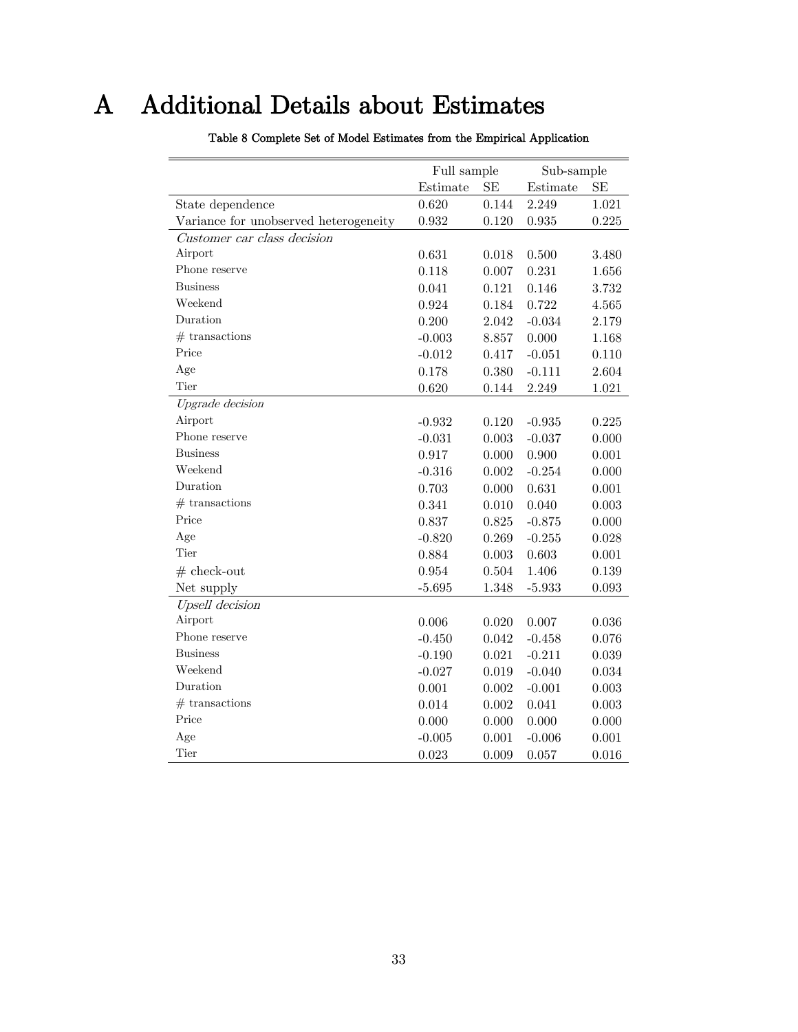# A Additional Details about Estimates

**Table 8 Complete Set of Model Estimates from the Empirical Application**

| | Full sample | | Sub-sample | |
|---|---|---|---|---|
| | Estimate | SE | Estimate | SE |
| State dependence | 0.620 | 0.144 | 2.249 | 1.021 |
| Variance for unobserved heterogeneity | 0.932 | 0.120 | 0.935 | 0.225 |
| *Customer car class decision* | | | | |
| Airport | 0.631 | 0.018 | 0.500 | 3.480 |
| Phone reserve | 0.118 | 0.007 | 0.231 | 1.656 |
| Business | 0.041 | 0.121 | 0.146 | 3.732 |
| Weekend | 0.924 | 0.184 | 0.722 | 4.565 |
| Duration | 0.200 | 2.042 | -0.034 | 2.179 |
| # transactions | -0.003 | 8.857 | 0.000 | 1.168 |
| Price | -0.012 | 0.417 | -0.051 | 0.110 |
| Age | 0.178 | 0.380 | -0.111 | 2.604 |
| Tier | 0.620 | 0.144 | 2.249 | 1.021 |
| *Upgrade decision* | | | | |
| Airport | -0.932 | 0.120 | -0.935 | 0.225 |
| Phone reserve | -0.031 | 0.003 | -0.037 | 0.000 |
| Business | 0.917 | 0.000 | 0.900 | 0.001 |
| Weekend | -0.316 | 0.002 | -0.254 | 0.000 |
| Duration | 0.703 | 0.000 | 0.631 | 0.001 |
| # transactions | 0.341 | 0.010 | 0.040 | 0.003 |
| Price | 0.837 | 0.825 | -0.875 | 0.000 |
| Age | -0.820 | 0.269 | -0.255 | 0.028 |
| Tier | 0.884 | 0.003 | 0.603 | 0.001 |
| # check-out | 0.954 | 0.504 | 1.406 | 0.139 |
| Net supply | -5.695 | 1.348 | -5.933 | 0.093 |
| *Upsell decision* | | | | |
| Airport | 0.006 | 0.020 | 0.007 | 0.036 |
| Phone reserve | -0.450 | 0.042 | -0.458 | 0.076 |
| Business | -0.190 | 0.021 | -0.211 | 0.039 |
| Weekend | -0.027 | 0.019 | -0.040 | 0.034 |
| Duration | 0.001 | 0.002 | -0.001 | 0.003 |
| # transactions | 0.014 | 0.002 | 0.041 | 0.003 |
| Price | 0.000 | 0.000 | 0.000 | 0.000 |
| Age | -0.005 | 0.001 | -0.006 | 0.001 |
| Tier | 0.023 | 0.009 | 0.057 | 0.016 |